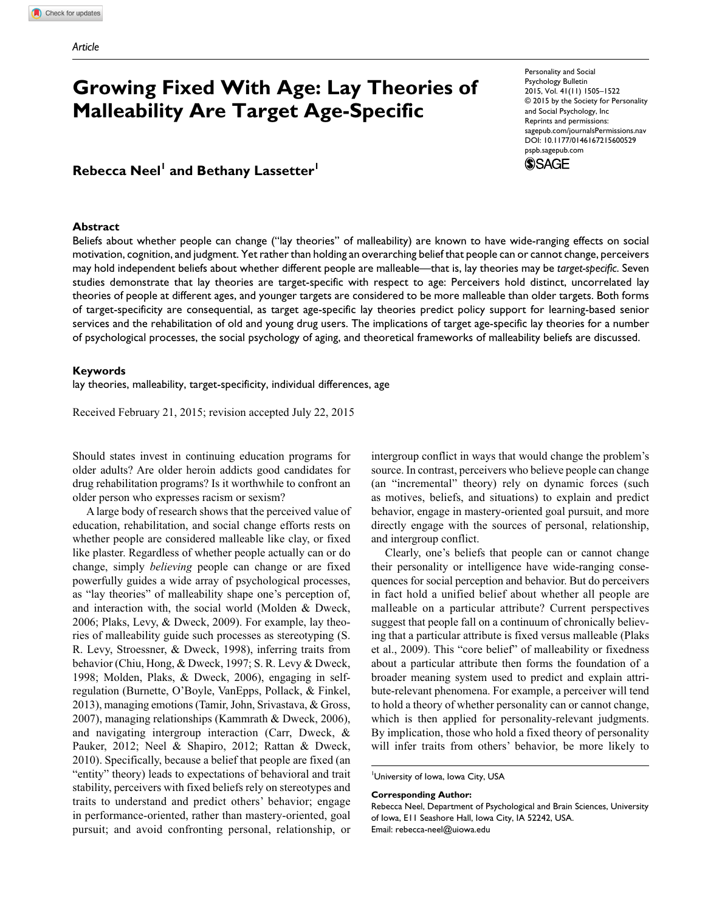Article

# Growing Fixed With Age: Lay Theories of Malleability Are Target Age-Specific

**Rebecca Neel[1] and Bethany Lassetter[1]**

Personality and Social Psychology Bulletin
2015, Vol. 41(11) 1505–1522
© 2015 by the Society for Personality and Social Psychology, Inc
Reprints and permissions: sagepub.com/journalsPermissions.nav
DOI: 10.1177/0146167215600529
pspb.sagepub.com

## Abstract

Beliefs about whether people can change ("lay theories" of malleability) are known to have wide-ranging effects on social motivation, cognition, and judgment. Yet rather than holding an overarching belief that people can or cannot change, perceivers may hold independent beliefs about whether different people are malleable—that is, lay theories may be *target-specific*. Seven studies demonstrate that lay theories are target-specific with respect to age: Perceivers hold distinct, uncorrelated lay theories of people at different ages, and younger targets are considered to be more malleable than older targets. Both forms of target-specificity are consequential, as target age-specific lay theories predict policy support for learning-based senior services and the rehabilitation of old and young drug users. The implications of target age-specific lay theories for a number of psychological processes, the social psychology of aging, and theoretical frameworks of malleability beliefs are discussed.

## Keywords

lay theories, malleability, target-specificity, individual differences, age

Received February 21, 2015; revision accepted July 22, 2015

Should states invest in continuing education programs for older adults? Are older heroin addicts good candidates for drug rehabilitation programs? Is it worthwhile to confront an older person who expresses racism or sexism?

A large body of research shows that the perceived value of education, rehabilitation, and social change efforts rests on whether people are considered malleable like clay, or fixed like plaster. Regardless of whether people actually can or do change, simply *believing* people can change or are fixed powerfully guides a wide array of psychological processes, as "lay theories" of malleability shape one's perception of, and interaction with, the social world (Molden & Dweck, 2006; Plaks, Levy, & Dweck, 2009). For example, lay theories of malleability guide such processes as stereotyping (S. R. Levy, Stroessner, & Dweck, 1998), inferring traits from behavior (Chiu, Hong, & Dweck, 1997; S. R. Levy & Dweck, 1998; Molden, Plaks, & Dweck, 2006), engaging in self-regulation (Burnette, O'Boyle, VanEpps, Pollack, & Finkel, 2013), managing emotions (Tamir, John, Srivastava, & Gross, 2007), managing relationships (Kammrath & Dweck, 2006), and navigating intergroup interaction (Carr, Dweck, & Pauker, 2012; Neel & Shapiro, 2012; Rattan & Dweck, 2010). Specifically, because a belief that people are fixed (an "entity" theory) leads to expectations of behavioral and trait stability, perceivers with fixed beliefs rely on stereotypes and traits to understand and predict others' behavior; engage in performance-oriented, rather than mastery-oriented, goal pursuit; and avoid confronting personal, relationship, or intergroup conflict in ways that would change the problem's source. In contrast, perceivers who believe people can change (an "incremental" theory) rely on dynamic forces (such as motives, beliefs, and situations) to explain and predict behavior, engage in mastery-oriented goal pursuit, and more directly engage with the sources of personal, relationship, and intergroup conflict.

Clearly, one's beliefs that people can or cannot change their personality or intelligence have wide-ranging consequences for social perception and behavior. But do perceivers in fact hold a unified belief about whether all people are malleable on a particular attribute? Current perspectives suggest that people fall on a continuum of chronically believing that a particular attribute is fixed versus malleable (Plaks et al., 2009). This "core belief" of malleability or fixedness about a particular attribute then forms the foundation of a broader meaning system used to predict and explain attribute-relevant phenomena. For example, a perceiver will tend to hold a theory of whether personality can or cannot change, which is then applied for personality-relevant judgments. By implication, those who hold a fixed theory of personality will infer traits from others' behavior, be more likely to

[1]University of Iowa, Iowa City, USA

**Corresponding Author:**
Rebecca Neel, Department of Psychological and Brain Sciences, University of Iowa, E11 Seashore Hall, Iowa City, IA 52242, USA.
Email: rebecca-neel@uiowa.edu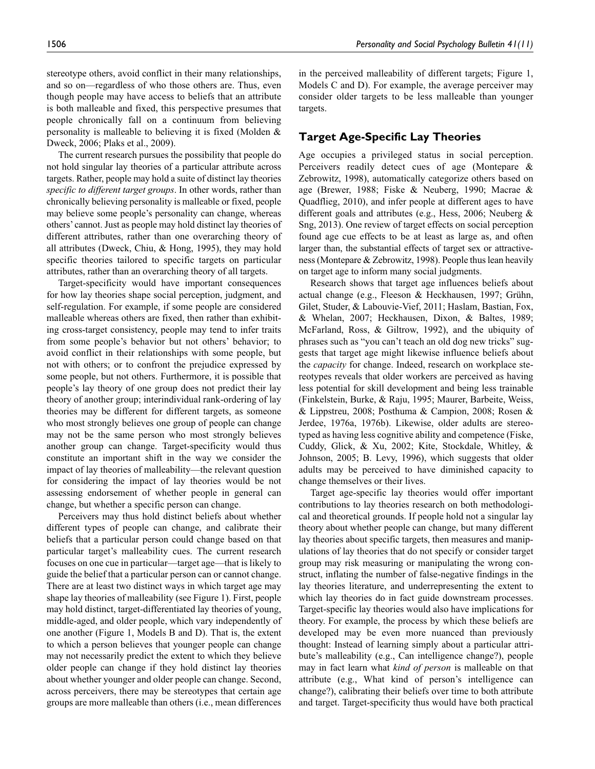stereotype others, avoid conflict in their many relationships, and so on—regardless of who those others are. Thus, even though people may have access to beliefs that an attribute is both malleable and fixed, this perspective presumes that people chronically fall on a continuum from believing personality is malleable to believing it is fixed (Molden & Dweck, 2006; Plaks et al., 2009).

The current research pursues the possibility that people do not hold singular lay theories of a particular attribute across targets. Rather, people may hold a suite of distinct lay theories *specific to different target groups*. In other words, rather than chronically believing personality is malleable or fixed, people may believe some people's personality can change, whereas others' cannot. Just as people may hold distinct lay theories of different attributes, rather than one overarching theory of all attributes (Dweck, Chiu, & Hong, 1995), they may hold specific theories tailored to specific targets on particular attributes, rather than an overarching theory of all targets.

Target-specificity would have important consequences for how lay theories shape social perception, judgment, and self-regulation. For example, if some people are considered malleable whereas others are fixed, then rather than exhibiting cross-target consistency, people may tend to infer traits from some people's behavior but not others' behavior; to avoid conflict in their relationships with some people, but not with others; or to confront the prejudice expressed by some people, but not others. Furthermore, it is possible that people's lay theory of one group does not predict their lay theory of another group; interindividual rank-ordering of lay theories may be different for different targets, as someone who most strongly believes one group of people can change may not be the same person who most strongly believes another group can change. Target-specificity would thus constitute an important shift in the way we consider the impact of lay theories of malleability—the relevant question for considering the impact of lay theories would be not assessing endorsement of whether people in general can change, but whether a specific person can change.

Perceivers may thus hold distinct beliefs about whether different types of people can change, and calibrate their beliefs that a particular person could change based on that particular target's malleability cues. The current research focuses on one cue in particular—target age—that is likely to guide the belief that a particular person can or cannot change. There are at least two distinct ways in which target age may shape lay theories of malleability (see Figure 1). First, people may hold distinct, target-differentiated lay theories of young, middle-aged, and older people, which vary independently of one another (Figure 1, Models B and D). That is, the extent to which a person believes that younger people can change may not necessarily predict the extent to which they believe older people can change if they hold distinct lay theories about whether younger and older people can change. Second, across perceivers, there may be stereotypes that certain age groups are more malleable than others (i.e., mean differences in the perceived malleability of different targets; Figure 1, Models C and D). For example, the average perceiver may consider older targets to be less malleable than younger targets.

## Target Age-Specific Lay Theories

Age occupies a privileged status in social perception. Perceivers readily detect cues of age (Montepare & Zebrowitz, 1998), automatically categorize others based on age (Brewer, 1988; Fiske & Neuberg, 1990; Macrae & Quadflieg, 2010), and infer people at different ages to have different goals and attributes (e.g., Hess, 2006; Neuberg & Sng, 2013). One review of target effects on social perception found age cue effects to be at least as large as, and often larger than, the substantial effects of target sex or attractiveness (Montepare & Zebrowitz, 1998). People thus lean heavily on target age to inform many social judgments.

Research shows that target age influences beliefs about actual change (e.g., Fleeson & Heckhausen, 1997; Grühn, Gilet, Studer, & Labouvie-Vief, 2011; Haslam, Bastian, Fox, & Whelan, 2007; Heckhausen, Dixon, & Baltes, 1989; McFarland, Ross, & Giltrow, 1992), and the ubiquity of phrases such as "you can't teach an old dog new tricks" suggests that target age might likewise influence beliefs about the *capacity* for change. Indeed, research on workplace stereotypes reveals that older workers are perceived as having less potential for skill development and being less trainable (Finkelstein, Burke, & Raju, 1995; Maurer, Barbeite, Weiss, & Lippstreu, 2008; Posthuma & Campion, 2008; Rosen & Jerdee, 1976a, 1976b). Likewise, older adults are stereotyped as having less cognitive ability and competence (Fiske, Cuddy, Glick, & Xu, 2002; Kite, Stockdale, Whitley, & Johnson, 2005; B. Levy, 1996), which suggests that older adults may be perceived to have diminished capacity to change themselves or their lives.

Target age-specific lay theories would offer important contributions to lay theories research on both methodological and theoretical grounds. If people hold not a singular lay theory about whether people can change, but many different lay theories about specific targets, then measures and manipulations of lay theories that do not specify or consider target group may risk measuring or manipulating the wrong construct, inflating the number of false-negative findings in the lay theories literature, and underrepresenting the extent to which lay theories do in fact guide downstream processes. Target-specific lay theories would also have implications for theory. For example, the process by which these beliefs are developed may be even more nuanced than previously thought: Instead of learning simply about a particular attribute's malleability (e.g., Can intelligence change?), people may in fact learn what *kind of person* is malleable on that attribute (e.g., What kind of person's intelligence can change?), calibrating their beliefs over time to both attribute and target. Target-specificity thus would have both practical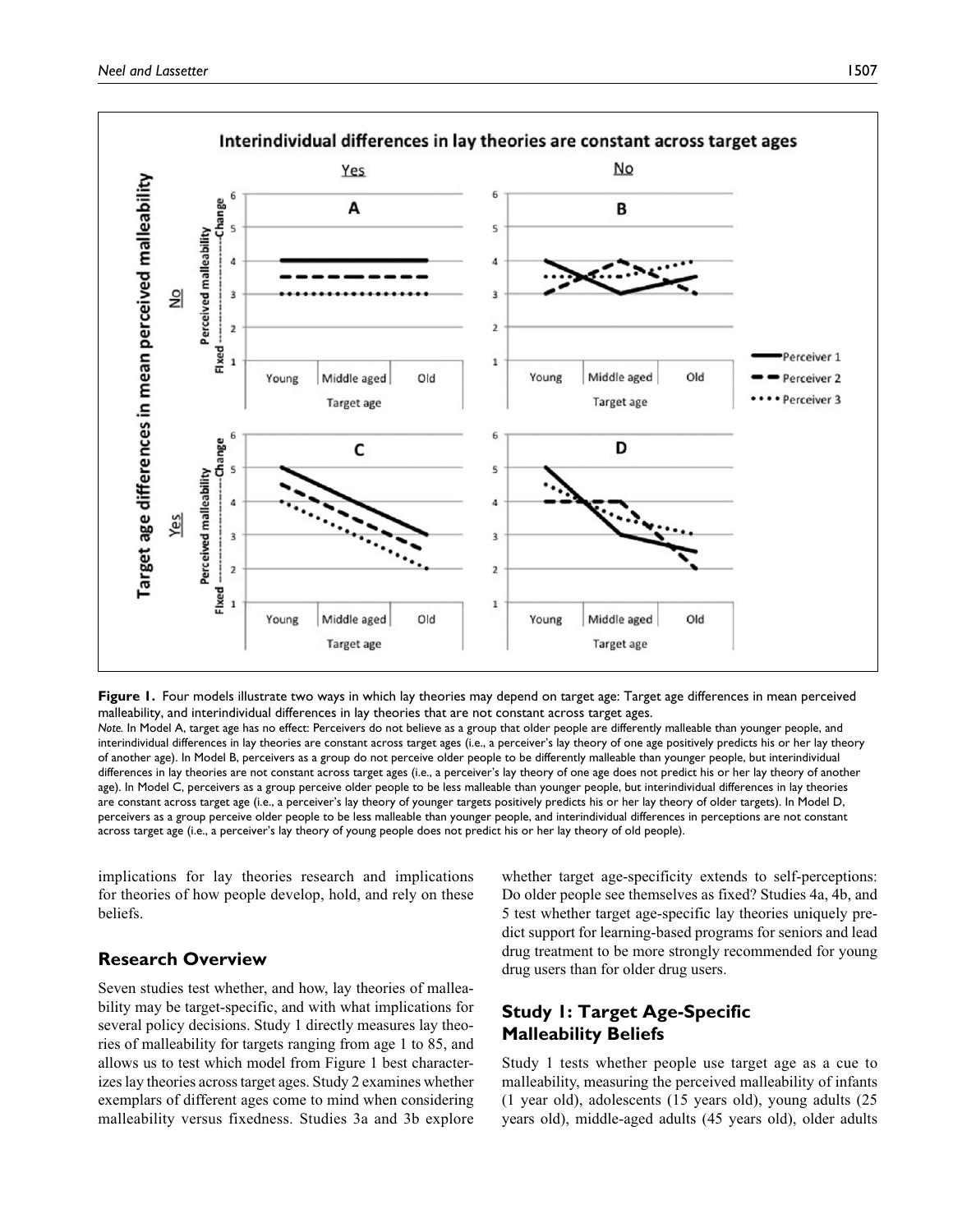**Figure 1.** Four models illustrate two ways in which lay theories may depend on target age: Target age differences in mean perceived malleability, and interindividual differences in lay theories that are not constant across target ages.

*Note.* In Model A, target age has no effect: Perceivers do not believe as a group that older people are differently malleable than younger people, and interindividual differences in lay theories are constant across target ages (i.e., a perceiver's lay theory of one age positively predicts his or her lay theory of another age). In Model B, perceivers as a group do not perceive older people to be differently malleable than younger people, but interindividual differences in lay theories are not constant across target ages (i.e., a perceiver's lay theory of one age does not predict his or her lay theory of another age). In Model C, perceivers as a group perceive older people to be less malleable than younger people, but interindividual differences in lay theories are constant across target age (i.e., a perceiver's lay theory of younger targets positively predicts his or her lay theory of older targets). In Model D, perceivers as a group perceive older people to be less malleable than younger people, and interindividual differences in perceptions are not constant across target age (i.e., a perceiver's lay theory of young people does not predict his or her lay theory of old people).

implications for lay theories research and implications for theories of how people develop, hold, and rely on these beliefs.

## Research Overview

Seven studies test whether, and how, lay theories of malleability may be target-specific, and with what implications for several policy decisions. Study 1 directly measures lay theories of malleability for targets ranging from age 1 to 85, and allows us to test which model from Figure 1 best characterizes lay theories across target ages. Study 2 examines whether exemplars of different ages come to mind when considering malleability versus fixedness. Studies 3a and 3b explore whether target age-specificity extends to self-perceptions: Do older people see themselves as fixed? Studies 4a, 4b, and 5 test whether target age-specific lay theories uniquely predict support for learning-based programs for seniors and lead drug treatment to be more strongly recommended for young drug users than for older drug users.

## Study 1: Target Age-Specific Malleability Beliefs

Study 1 tests whether people use target age as a cue to malleability, measuring the perceived malleability of infants (1 year old), adolescents (15 years old), young adults (25 years old), middle-aged adults (45 years old), older adults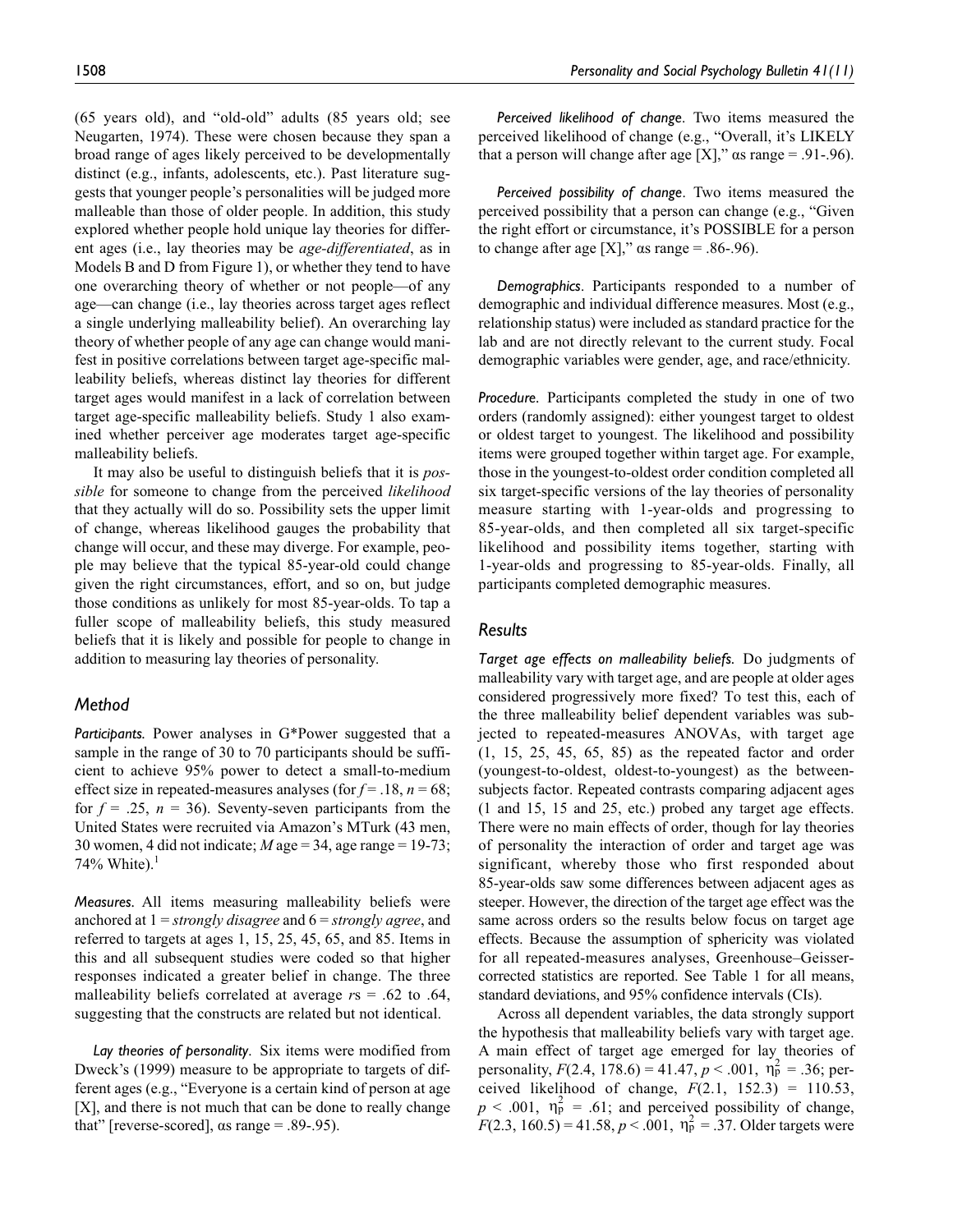(65 years old), and "old-old" adults (85 years old; see Neugarten, 1974). These were chosen because they span a broad range of ages likely perceived to be developmentally distinct (e.g., infants, adolescents, etc.). Past literature suggests that younger people's personalities will be judged more malleable than those of older people. In addition, this study explored whether people hold unique lay theories for different ages (i.e., lay theories may be *age-differentiated*, as in Models B and D from Figure 1), or whether they tend to have one overarching theory of whether or not people—of any age—can change (i.e., lay theories across target ages reflect a single underlying malleability belief). An overarching lay theory of whether people of any age can change would manifest in positive correlations between target age-specific malleability beliefs, whereas distinct lay theories for different target ages would manifest in a lack of correlation between target age-specific malleability beliefs. Study 1 also examined whether perceiver age moderates target age-specific malleability beliefs.

It may also be useful to distinguish beliefs that it is *possible* for someone to change from the perceived *likelihood* that they actually will do so. Possibility sets the upper limit of change, whereas likelihood gauges the probability that change will occur, and these may diverge. For example, people may believe that the typical 85-year-old could change given the right circumstances, effort, and so on, but judge those conditions as unlikely for most 85-year-olds. To tap a fuller scope of malleability beliefs, this study measured beliefs that it is likely and possible for people to change in addition to measuring lay theories of personality.

## Method

*Participants.* Power analyses in G*Power suggested that a sample in the range of 30 to 70 participants should be sufficient to achieve 95% power to detect a small-to-medium effect size in repeated-measures analyses (for $f = .18$, $n = 68$; for $f = .25$, $n = 36$). Seventy-seven participants from the United States were recruited via Amazon's MTurk (43 men, 30 women, 4 did not indicate; $M$ age = 34, age range = 19-73; 74% White).[1]

*Measures.* All items measuring malleability beliefs were anchored at 1 = *strongly disagree* and 6 = *strongly agree*, and referred to targets at ages 1, 15, 25, 45, 65, and 85. Items in this and all subsequent studies were coded so that higher responses indicated a greater belief in change. The three malleability beliefs correlated at average $r$s = .62 to .64, suggesting that the constructs are related but not identical.

*Lay theories of personality.* Six items were modified from Dweck's (1999) measure to be appropriate to targets of different ages (e.g., "Everyone is a certain kind of person at age [X], and there is not much that can be done to really change that" [reverse-scored], $\alpha$s range = .89-.95).

*Perceived likelihood of change.* Two items measured the perceived likelihood of change (e.g., "Overall, it's LIKELY that a person will change after age [X]," $\alpha$s range = .91-.96).

*Perceived possibility of change.* Two items measured the perceived possibility that a person can change (e.g., "Given the right effort or circumstance, it's POSSIBLE for a person to change after age [X]," $\alpha$s range = .86-.96).

*Demographics.* Participants responded to a number of demographic and individual difference measures. Most (e.g., relationship status) were included as standard practice for the lab and are not directly relevant to the current study. Focal demographic variables were gender, age, and race/ethnicity.

*Procedure.* Participants completed the study in one of two orders (randomly assigned): either youngest target to oldest or oldest target to youngest. The likelihood and possibility items were grouped together within target age. For example, those in the youngest-to-oldest order condition completed all six target-specific versions of the lay theories of personality measure starting with 1-year-olds and progressing to 85-year-olds, and then completed all six target-specific likelihood and possibility items together, starting with 1-year-olds and progressing to 85-year-olds. Finally, all participants completed demographic measures.

## Results

*Target age effects on malleability beliefs.* Do judgments of malleability vary with target age, and are people at older ages considered progressively more fixed? To test this, each of the three malleability belief dependent variables was subjected to repeated-measures ANOVAs, with target age (1, 15, 25, 45, 65, 85) as the repeated factor and order (youngest-to-oldest, oldest-to-youngest) as the between-subjects factor. Repeated contrasts comparing adjacent ages (1 and 15, 15 and 25, etc.) probed any target age effects. There were no main effects of order, though for lay theories of personality the interaction of order and target age was significant, whereby those who first responded about 85-year-olds saw some differences between adjacent ages as steeper. However, the direction of the target age effect was the same across orders so the results below focus on target age effects. Because the assumption of sphericity was violated for all repeated-measures analyses, Greenhouse–Geisser-corrected statistics are reported. See Table 1 for all means, standard deviations, and 95% confidence intervals (CIs).

Across all dependent variables, the data strongly support the hypothesis that malleability beliefs vary with target age. A main effect of target age emerged for lay theories of personality, $F(2.4, 178.6) = 41.47$, $p < .001$, $\eta_p^2 = .36$; perceived likelihood of change, $F(2.1, 152.3) = 110.53$, $p < .001$, $\eta_p^2 = .61$; and perceived possibility of change, $F(2.3, 160.5) = 41.58$, $p < .001$, $\eta_p^2 = .37$. Older targets were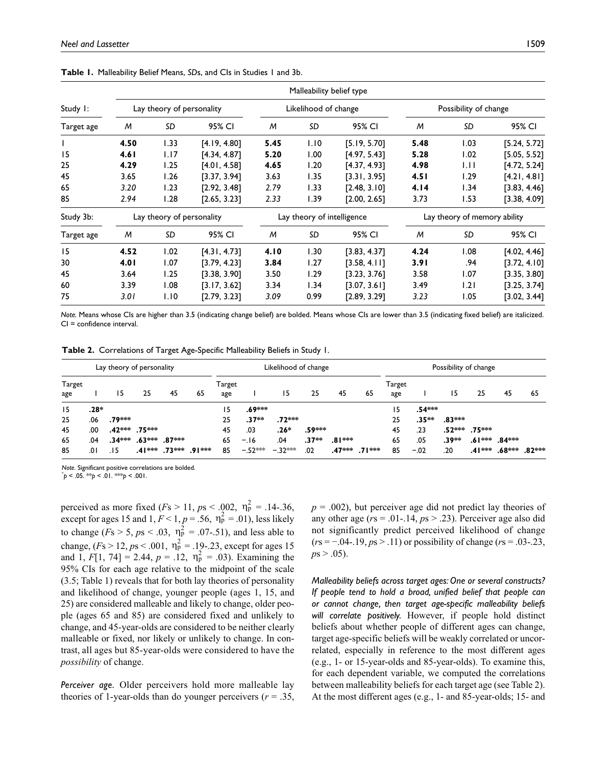**Table 1.** Malleability Belief Means, *SD*s, and CIs in Studies 1 and 3b.

| | Malleability belief type | | | | | | | | |
|---|---|---|---|---|---|---|---|---|---|
| Study 1: | Lay theory of personality | | | Likelihood of change | | | Possibility of change | | |
| Target age | *M* | *SD* | 95% CI | *M* | *SD* | 95% CI | *M* | *SD* | 95% CI |
| 1 | **4.50** | 1.33 | [4.19, 4.80] | **5.45** | 1.10 | [5.19, 5.70] | **5.48** | 1.03 | [5.24, 5.72] |
| 15 | **4.61** | 1.17 | [4.34, 4.87] | **5.20** | 1.00 | [4.97, 5.43] | **5.28** | 1.02 | [5.05, 5.52] |
| 25 | **4.29** | 1.25 | [4.01, 4.58] | **4.65** | 1.20 | [4.37, 4.93] | **4.98** | 1.11 | [4.72, 5.24] |
| 45 | 3.65 | 1.26 | [3.37, 3.94] | 3.63 | 1.35 | [3.31, 3.95] | **4.51** | 1.29 | [4.21, 4.81] |
| 65 | *3.20* | 1.23 | [2.92, 3.48] | *2.79* | 1.33 | [2.48, 3.10] | **4.14** | 1.34 | [3.83, 4.46] |
| 85 | *2.94* | 1.28 | [2.65, 3.23] | *2.33* | 1.39 | [2.00, 2.65] | 3.73 | 1.53 | [3.38, 4.09] |
| Study 3b: | Lay theory of personality | | | Lay theory of intelligence | | | Lay theory of memory ability | | |
| Target age | *M* | *SD* | 95% CI | *M* | *SD* | 95% CI | *M* | *SD* | 95% CI |
| 15 | **4.52** | 1.02 | [4.31, 4.73] | **4.10** | 1.30 | [3.83, 4.37] | **4.24** | 1.08 | [4.02, 4.46] |
| 30 | **4.01** | 1.07 | [3.79, 4.23] | **3.84** | 1.27 | [3.58, 4.11] | **3.91** | .94 | [3.72, 4.10] |
| 45 | 3.64 | 1.25 | [3.38, 3.90] | 3.50 | 1.29 | [3.23, 3.76] | 3.58 | 1.07 | [3.35, 3.80] |
| 60 | 3.39 | 1.08 | [3.17, 3.62] | 3.34 | 1.34 | [3.07, 3.61] | 3.49 | 1.21 | [3.25, 3.74] |
| 75 | *3.01* | 1.10 | [2.79, 3.23] | *3.09* | 0.99 | [2.89, 3.29] | *3.23* | 1.05 | [3.02, 3.44] |

*Note.* Means whose CIs are higher than 3.5 (indicating change belief) are bolded. Means whose CIs are lower than 3.5 (indicating fixed belief) are italicized. CI = confidence interval.

**Table 2.** Correlations of Target Age-Specific Malleability Beliefs in Study 1.

| Lay theory of personality | | | | | | Likelihood of change | | | | | | Possibility of change | | | | | |
|---|---|---|---|---|---|---|---|---|---|---|---|---|---|---|---|---|---|
| Target age | 1 | 15 | 25 | 45 | 65 | Target age | 1 | 15 | 25 | 45 | 65 | Target age | 1 | 15 | 25 | 45 | 65 |
| 15 | **.28*** | | | | | 15 | **.69***** | | | | | 15 | **.54***** | | | | |
| 25 | .06 | **.79***** | | | | 25 | **.37**** | **.72***** | | | | 25 | **.35**** | **.83***** | | | |
| 45 | .00 | **.42***** | **.75***** | | | 45 | .03 | **.26*** | **.59***** | | | 45 | .23 | **.52***** | **.75***** | | |
| 65 | .04 | **.34***** | **.63***** | **.87***** | | 65 | −.16 | .04 | **.37**** | **.81***** | | 65 | .05 | **.39**** | **.61***** | **.84***** | |
| 85 | .01 | .15 | **.41***** | **.73***** | **.91***** | 85 | −.52*** | −.32*** | .02 | **.47***** | **.71***** | 85 | −.02 | .20 | **.41***** | **.68***** | **.82***** |

*Note.* Significant positive correlations are bolded.
*p < .05. **p < .01. ***p < .001.

perceived as more fixed ($F$s > 11, $p$s < .002, $\eta^2_p$ = .14-.36, except for ages 15 and 1, $F$ < 1, $p$ = .56, $\eta^2_p$ = .01), less likely to change ($F$s > 5, $p$s < .03, $\eta^2_p$ = .07-.51), and less able to change, ($F$s > 12, $p$s < .001, $\eta^2_p$ = .19-.23, except for ages 15 and 1, $F$[1, 74] = 2.44, $p$ = .12, $\eta^2_p$ = .03). Examining the 95% CIs for each age relative to the midpoint of the scale (3.5; Table 1) reveals that for both lay theories of personality and likelihood of change, younger people (ages 1, 15, and 25) are considered malleable and likely to change, older people (ages 65 and 85) are considered fixed and unlikely to change, and 45-year-olds are considered to be neither clearly malleable or fixed, nor likely or unlikely to change. In contrast, all ages but 85-year-olds were considered to have the *possibility* of change.

*Perceiver age.* Older perceivers hold more malleable lay theories of 1-year-olds than do younger perceivers ($r$ = .35, $p$ = .002), but perceiver age did not predict lay theories of any other age ($r$s = .01-.14, $p$s > .23). Perceiver age also did not significantly predict perceived likelihood of change ($r$s = −.04-.19, $p$s > .11) or possibility of change ($r$s = .03-.23, $p$s > .05).

*Malleability beliefs across target ages: One or several constructs? If people tend to hold a broad, unified belief that people can or cannot change, then target age-specific malleability beliefs will correlate positively.* However, if people hold distinct beliefs about whether people of different ages can change, target age-specific beliefs will be weakly correlated or uncorrelated, especially in reference to the most different ages (e.g., 1- or 15-year-olds and 85-year-olds). To examine this, for each dependent variable, we computed the correlations between malleability beliefs for each target age (see Table 2). At the most different ages (e.g., 1- and 85-year-olds; 15- and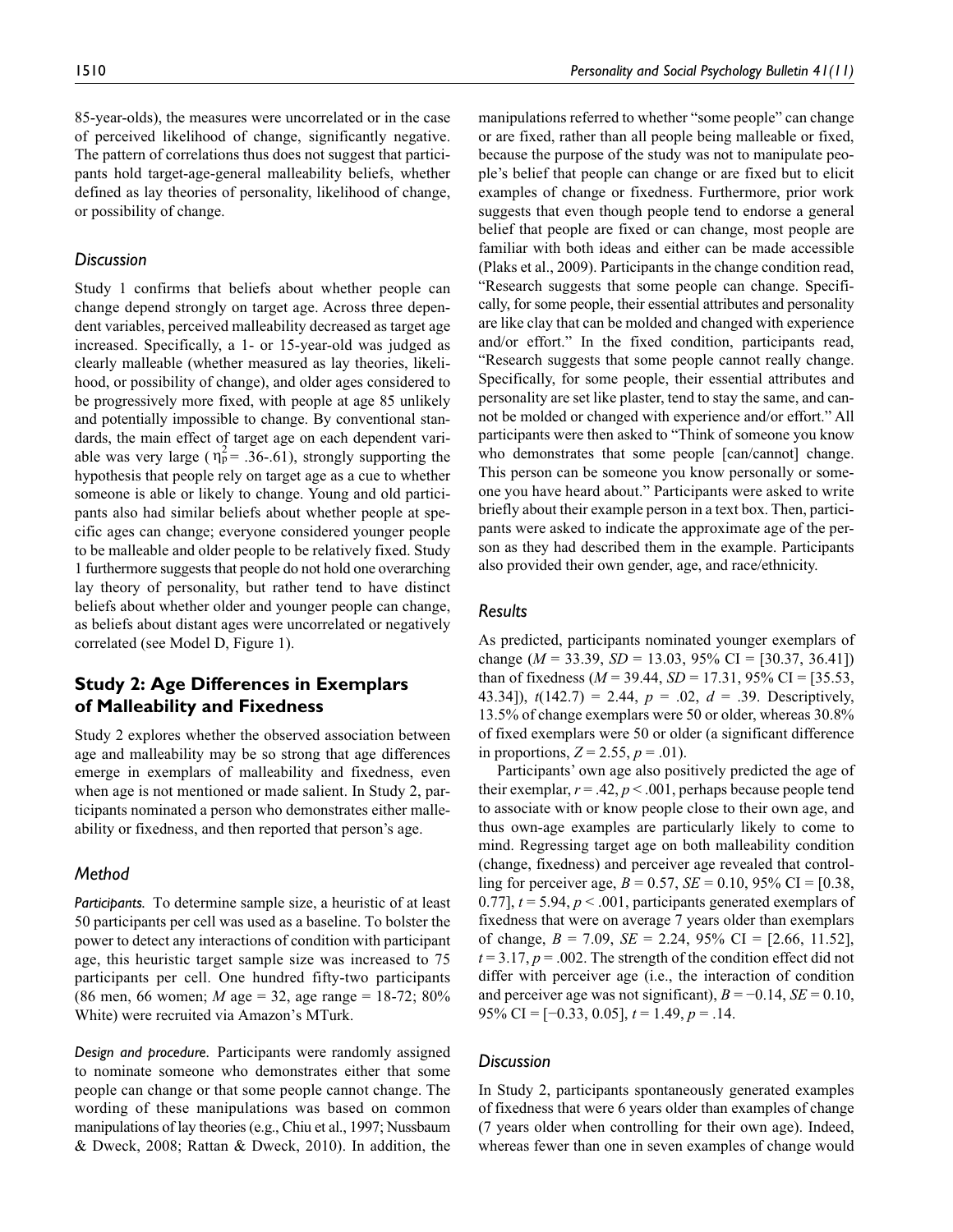85-year-olds), the measures were uncorrelated or in the case of perceived likelihood of change, significantly negative. The pattern of correlations thus does not suggest that participants hold target-age-general malleability beliefs, whether defined as lay theories of personality, likelihood of change, or possibility of change.

### *Discussion*

Study 1 confirms that beliefs about whether people can change depend strongly on target age. Across three dependent variables, perceived malleability decreased as target age increased. Specifically, a 1- or 15-year-old was judged as clearly malleable (whether measured as lay theories, likelihood, or possibility of change), and older ages considered to be progressively more fixed, with people at age 85 unlikely and potentially impossible to change. By conventional standards, the main effect of target age on each dependent variable was very large ($\eta_p^2$ = .36-.61), strongly supporting the hypothesis that people rely on target age as a cue to whether someone is able or likely to change. Young and old participants also had similar beliefs about whether people at specific ages can change; everyone considered younger people to be malleable and older people to be relatively fixed. Study 1 furthermore suggests that people do not hold one overarching lay theory of personality, but rather tend to have distinct beliefs about whether older and younger people can change, as beliefs about distant ages were uncorrelated or negatively correlated (see Model D, Figure 1).

## Study 2: Age Differences in Exemplars of Malleability and Fixedness

Study 2 explores whether the observed association between age and malleability may be so strong that age differences emerge in exemplars of malleability and fixedness, even when age is not mentioned or made salient. In Study 2, participants nominated a person who demonstrates either malleability or fixedness, and then reported that person's age.

### *Method*

*Participants.* To determine sample size, a heuristic of at least 50 participants per cell was used as a baseline. To bolster the power to detect any interactions of condition with participant age, this heuristic target sample size was increased to 75 participants per cell. One hundred fifty-two participants (86 men, 66 women; *M* age = 32, age range = 18-72; 80% White) were recruited via Amazon's MTurk.

*Design and procedure.* Participants were randomly assigned to nominate someone who demonstrates either that some people can change or that some people cannot change. The wording of these manipulations was based on common manipulations of lay theories (e.g., Chiu et al., 1997; Nussbaum & Dweck, 2008; Rattan & Dweck, 2010). In addition, the manipulations referred to whether "some people" can change or are fixed, rather than all people being malleable or fixed, because the purpose of the study was not to manipulate people's belief that people can change or are fixed but to elicit examples of change or fixedness. Furthermore, prior work suggests that even though people tend to endorse a general belief that people are fixed or can change, most people are familiar with both ideas and either can be made accessible (Plaks et al., 2009). Participants in the change condition read, "Research suggests that some people can change. Specifically, for some people, their essential attributes and personality are like clay that can be molded and changed with experience and/or effort." In the fixed condition, participants read, "Research suggests that some people cannot really change. Specifically, for some people, their essential attributes and personality are set like plaster, tend to stay the same, and cannot be molded or changed with experience and/or effort." All participants were then asked to "Think of someone you know who demonstrates that some people [can/cannot] change. This person can be someone you know personally or someone you have heard about." Participants were asked to write briefly about their example person in a text box. Then, participants were asked to indicate the approximate age of the person as they had described them in the example. Participants also provided their own gender, age, and race/ethnicity.

### *Results*

As predicted, participants nominated younger exemplars of change (*M* = 33.39, *SD* = 13.03, 95% CI = [30.37, 36.41]) than of fixedness (*M* = 39.44, *SD* = 17.31, 95% CI = [35.53, 43.34]), $t(142.7) = 2.44$, $p = .02$, $d = .39$. Descriptively, 13.5% of change exemplars were 50 or older, whereas 30.8% of fixed exemplars were 50 or older (a significant difference in proportions, $Z = 2.55$, $p = .01$).

Participants' own age also positively predicted the age of their exemplar, $r = .42$, $p < .001$, perhaps because people tend to associate with or know people close to their own age, and thus own-age examples are particularly likely to come to mind. Regressing target age on both malleability condition (change, fixedness) and perceiver age revealed that controlling for perceiver age, $B = 0.57$, $SE = 0.10$, 95% CI = [0.38, 0.77], $t = 5.94$, $p < .001$, participants generated exemplars of fixedness that were on average 7 years older than exemplars of change, $B = 7.09$, $SE = 2.24$, 95% CI = [2.66, 11.52], $t = 3.17$, $p = .002$. The strength of the condition effect did not differ with perceiver age (i.e., the interaction of condition and perceiver age was not significant), $B = -0.14$, $SE = 0.10$, 95% CI = [−0.33, 0.05], $t = 1.49$, $p = .14$.

### *Discussion*

In Study 2, participants spontaneously generated examples of fixedness that were 6 years older than examples of change (7 years older when controlling for their own age). Indeed, whereas fewer than one in seven examples of change would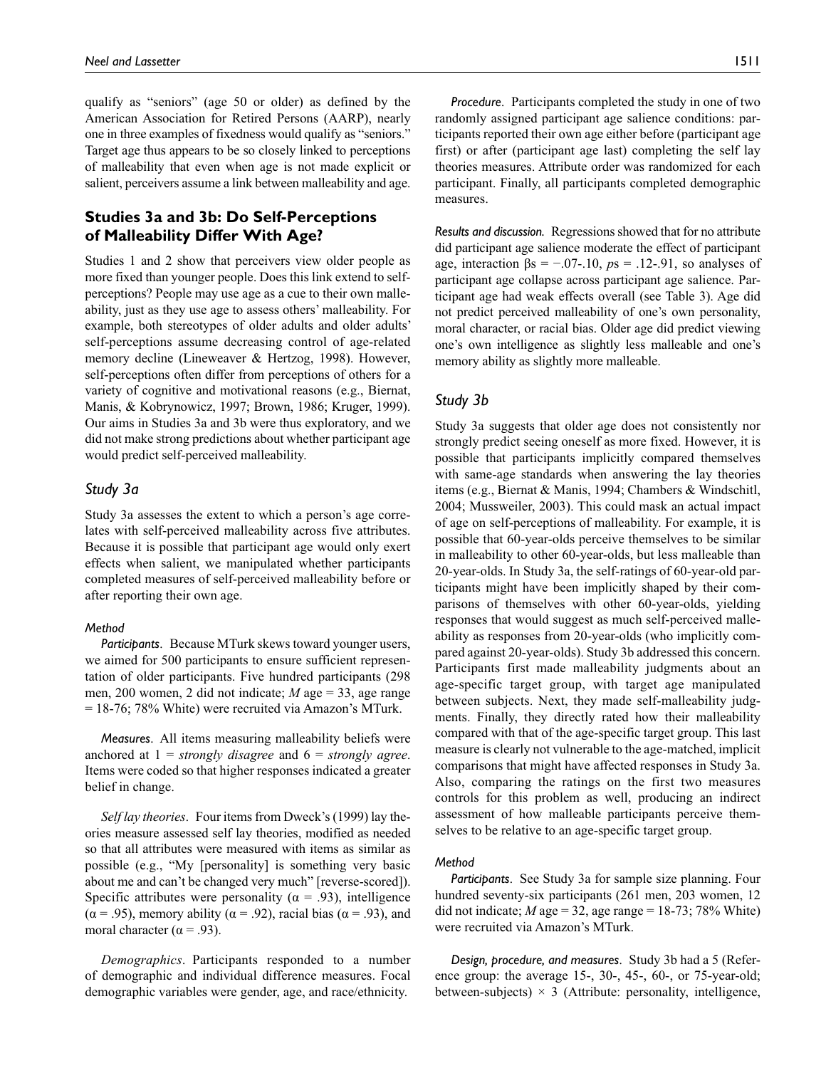qualify as "seniors" (age 50 or older) as defined by the American Association for Retired Persons (AARP), nearly one in three examples of fixedness would qualify as "seniors." Target age thus appears to be so closely linked to perceptions of malleability that even when age is not made explicit or salient, perceivers assume a link between malleability and age.

## Studies 3a and 3b: Do Self-Perceptions of Malleability Differ With Age?

Studies 1 and 2 show that perceivers view older people as more fixed than younger people. Does this link extend to self-perceptions? People may use age as a cue to their own malleability, just as they use age to assess others' malleability. For example, both stereotypes of older adults and older adults' self-perceptions assume decreasing control of age-related memory decline (Lineweaver & Hertzog, 1998). However, self-perceptions often differ from perceptions of others for a variety of cognitive and motivational reasons (e.g., Biernat, Manis, & Kobrynowicz, 1997; Brown, 1986; Kruger, 1999). Our aims in Studies 3a and 3b were thus exploratory, and we did not make strong predictions about whether participant age would predict self-perceived malleability.

### Study 3a

Study 3a assesses the extent to which a person's age correlates with self-perceived malleability across five attributes. Because it is possible that participant age would only exert effects when salient, we manipulated whether participants completed measures of self-perceived malleability before or after reporting their own age.

#### Method

*Participants*. Because MTurk skews toward younger users, we aimed for 500 participants to ensure sufficient representation of older participants. Five hundred participants (298 men, 200 women, 2 did not indicate; *M* age = 33, age range = 18-76; 78% White) were recruited via Amazon's MTurk.

*Measures*. All items measuring malleability beliefs were anchored at 1 = *strongly disagree* and 6 = *strongly agree*. Items were coded so that higher responses indicated a greater belief in change.

*Self lay theories*. Four items from Dweck's (1999) lay theories measure assessed self lay theories, modified as needed so that all attributes were measured with items as similar as possible (e.g., "My [personality] is something very basic about me and can't be changed very much" [reverse-scored]). Specific attributes were personality ($\alpha = .93$), intelligence ($\alpha = .95$), memory ability ($\alpha = .92$), racial bias ($\alpha = .93$), and moral character ($\alpha = .93$).

*Demographics*. Participants responded to a number of demographic and individual difference measures. Focal demographic variables were gender, age, and race/ethnicity.

*Procedure*. Participants completed the study in one of two randomly assigned participant age salience conditions: participants reported their own age either before (participant age first) or after (participant age last) completing the self lay theories measures. Attribute order was randomized for each participant. Finally, all participants completed demographic measures.

*Results and discussion.* Regressions showed that for no attribute did participant age salience moderate the effect of participant age, interaction $\beta$s = −.07-.10, *p*s = .12-.91, so analyses of participant age collapse across participant age salience. Participant age had weak effects overall (see Table 3). Age did not predict perceived malleability of one's own personality, moral character, or racial bias. Older age did predict viewing one's own intelligence as slightly less malleable and one's memory ability as slightly more malleable.

### Study 3b

Study 3a suggests that older age does not consistently nor strongly predict seeing oneself as more fixed. However, it is possible that participants implicitly compared themselves with same-age standards when answering the lay theories items (e.g., Biernat & Manis, 1994; Chambers & Windschitl, 2004; Mussweiler, 2003). This could mask an actual impact of age on self-perceptions of malleability. For example, it is possible that 60-year-olds perceive themselves to be similar in malleability to other 60-year-olds, but less malleable than 20-year-olds. In Study 3a, the self-ratings of 60-year-old participants might have been implicitly shaped by their comparisons of themselves with other 60-year-olds, yielding responses that would suggest as much self-perceived malleability as responses from 20-year-olds (who implicitly compared against 20-year-olds). Study 3b addressed this concern. Participants first made malleability judgments about an age-specific target group, with target age manipulated between subjects. Next, they made self-malleability judgments. Finally, they directly rated how their malleability compared with that of the age-specific target group. This last measure is clearly not vulnerable to the age-matched, implicit comparisons that might have affected responses in Study 3a. Also, comparing the ratings on the first two measures controls for this problem as well, producing an indirect assessment of how malleable participants perceive themselves to be relative to an age-specific target group.

#### Method

*Participants*. See Study 3a for sample size planning. Four hundred seventy-six participants (261 men, 203 women, 12 did not indicate; *M* age = 32, age range = 18-73; 78% White) were recruited via Amazon's MTurk.

*Design, procedure, and measures*. Study 3b had a 5 (Reference group: the average 15-, 30-, 45-, 60-, or 75-year-old; between-subjects) × 3 (Attribute: personality, intelligence,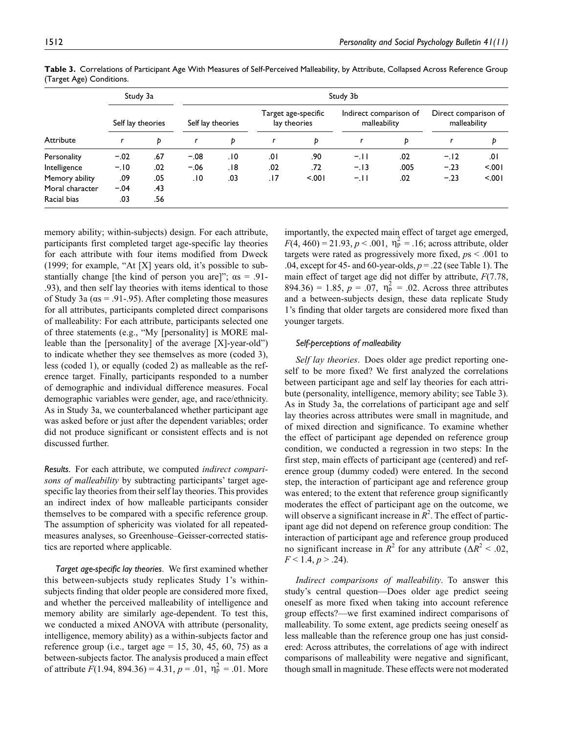**Table 3.** Correlations of Participant Age With Measures of Self-Perceived Malleability, by Attribute, Collapsed Across Reference Group (Target Age) Conditions.

| | Study 3a | | Study 3b | | | | | | | |
|---|---|---|---|---|---|---|---|---|---|---|
| | Self lay theories | | Self lay theories | | Target age-specific lay theories | | Indirect comparison of malleability | | Direct comparison of malleability | |
| Attribute | *r* | *p* | *r* | *p* | *r* | *p* | *r* | *p* | *r* | *p* |
| Personality | −.02 | .67 | −.08 | .10 | .01 | .90 | −.11 | .02 | −.12 | .01 |
| Intelligence | −.10 | .02 | −.06 | .18 | .02 | .72 | −.13 | .005 | −.23 | <.001 |
| Memory ability | .09 | .05 | .10 | .03 | .17 | <.001 | −.11 | .02 | −.23 | <.001 |
| Moral character | −.04 | .43 | | | | | | | | |
| Racial bias | .03 | .56 | | | | | | | | |

memory ability; within-subjects) design. For each attribute, participants first completed target age-specific lay theories for each attribute with four items modified from Dweck (1999; for example, "At [X] years old, it's possible to substantially change [the kind of person you are]"; αs = .91-.93), and then self lay theories with items identical to those of Study 3a (αs = .91-.95). After completing those measures for all attributes, participants completed direct comparisons of malleability: For each attribute, participants selected one of three statements (e.g., "My [personality] is MORE malleable than the [personality] of the average [X]-year-old") to indicate whether they see themselves as more (coded 3), less (coded 1), or equally (coded 2) as malleable as the reference target. Finally, participants responded to a number of demographic and individual difference measures. Focal demographic variables were gender, age, and race/ethnicity. As in Study 3a, we counterbalanced whether participant age was asked before or just after the dependent variables; order did not produce significant or consistent effects and is not discussed further.

***Results.*** For each attribute, we computed *indirect comparisons of malleability* by subtracting participants' target age-specific lay theories from their self lay theories. This provides an indirect index of how malleable participants consider themselves to be compared with a specific reference group. The assumption of sphericity was violated for all repeated-measures analyses, so Greenhouse–Geisser-corrected statistics are reported where applicable.

*Target age-specific lay theories.* We first examined whether this between-subjects study replicates Study 1's within-subjects finding that older people are considered more fixed, and whether the perceived malleability of intelligence and memory ability are similarly age-dependent. To test this, we conducted a mixed ANOVA with attribute (personality, intelligence, memory ability) as a within-subjects factor and reference group (i.e., target age = 15, 30, 45, 60, 75) as a between-subjects factor. The analysis produced a main effect of attribute $F(1.94, 894.36) = 4.31$, $p = .01$, $\eta_p^2 = .01$. More importantly, the expected main effect of target age emerged, $F(4, 460) = 21.93$, $p < .001$, $\eta_p^2 = .16$; across attribute, older targets were rated as progressively more fixed, $p$s < .001 to .04, except for 45- and 60-year-olds, $p = .22$ (see Table 1). The main effect of target age did not differ by attribute, $F(7.78, 894.36) = 1.85$, $p = .07$, $\eta_p^2 = .02$. Across three attributes and a between-subjects design, these data replicate Study 1's finding that older targets are considered more fixed than younger targets.

#### *Self-perceptions of malleability*

*Self lay theories.* Does older age predict reporting oneself to be more fixed? We first analyzed the correlations between participant age and self lay theories for each attribute (personality, intelligence, memory ability; see Table 3). As in Study 3a, the correlations of participant age and self lay theories across attributes were small in magnitude, and of mixed direction and significance. To examine whether the effect of participant age depended on reference group condition, we conducted a regression in two steps: In the first step, main effects of participant age (centered) and reference group (dummy coded) were entered. In the second step, the interaction of participant age and reference group was entered; to the extent that reference group significantly moderates the effect of participant age on the outcome, we will observe a significant increase in $R^2$. The effect of participant age did not depend on reference group condition: The interaction of participant age and reference group produced no significant increase in $R^2$ for any attribute ($\Delta R^2 < .02$, $F < 1.4$, $p > .24$).

*Indirect comparisons of malleability.* To answer this study's central question—Does older age predict seeing oneself as more fixed when taking into account reference group effects?—we first examined indirect comparisons of malleability. To some extent, age predicts seeing oneself as less malleable than the reference group one has just considered: Across attributes, the correlations of age with indirect comparisons of malleability were negative and significant, though small in magnitude. These effects were not moderated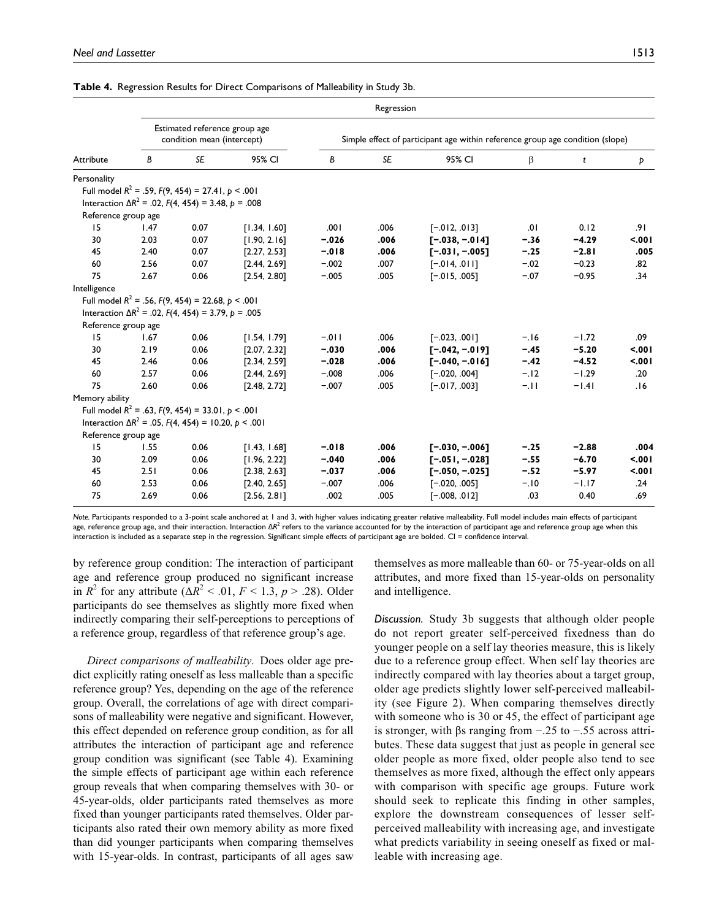**Table 4.** Regression Results for Direct Comparisons of Malleability in Study 3b.

| Attribute | Regression | | | | | | | | |
|---|---|---|---|---|---|---|---|---|---|
| | Estimated reference group age condition mean (intercept) | | | Simple effect of participant age within reference group age condition (slope) | | | | | |
| | *B* | *SE* | 95% CI | *B* | *SE* | 95% CI | β | *t* | *p* |
| Personality | | | | | | | | | |
| Full model $R^2$ = .59, $F(9, 454)$ = 27.41, $p$ < .001 | | | | | | | | | |
| Interaction $\Delta R^2$ = .02, $F(4, 454)$ = 3.48, $p$ = .008 | | | | | | | | | |
| Reference group age | | | | | | | | | |
| 15 | 1.47 | 0.07 | [1.34, 1.60] | .001 | .006 | [−.012, .013] | .01 | 0.12 | .91 |
| 30 | 2.03 | 0.07 | [1.90, 2.16] | **−.026** | **.006** | **[−.038, −.014]** | **−.36** | **−4.29** | **<.001** |
| 45 | 2.40 | 0.07 | [2.27, 2.53] | **−.018** | **.006** | **[−.031, −.005]** | **−.25** | **−2.81** | **.005** |
| 60 | 2.56 | 0.07 | [2.44, 2.69] | −.002 | .007 | [−.014, .011] | −.02 | −0.23 | .82 |
| 75 | 2.67 | 0.06 | [2.54, 2.80] | −.005 | .005 | [−.015, .005] | −.07 | −0.95 | .34 |
| Intelligence | | | | | | | | | |
| Full model $R^2$ = .56, $F(9, 454)$ = 22.68, $p$ < .001 | | | | | | | | | |
| Interaction $\Delta R^2$ = .02, $F(4, 454)$ = 3.79, $p$ = .005 | | | | | | | | | |
| Reference group age | | | | | | | | | |
| 15 | 1.67 | 0.06 | [1.54, 1.79] | −.011 | .006 | [−.023, .001] | −.16 | −1.72 | .09 |
| 30 | 2.19 | 0.06 | [2.07, 2.32] | **−.030** | **.006** | **[−.042, −.019]** | **−.45** | **−5.20** | **<.001** |
| 45 | 2.46 | 0.06 | [2.34, 2.59] | **−.028** | **.006** | **[−.040, −.016]** | **−.42** | **−4.52** | **<.001** |
| 60 | 2.57 | 0.06 | [2.44, 2.69] | −.008 | .006 | [−.020, .004] | −.12 | −1.29 | .20 |
| 75 | 2.60 | 0.06 | [2.48, 2.72] | −.007 | .005 | [−.017, .003] | −.11 | −1.41 | .16 |
| Memory ability | | | | | | | | | |
| Full model $R^2$ = .63, $F(9, 454)$ = 33.01, $p$ < .001 | | | | | | | | | |
| Interaction $\Delta R^2$ = .05, $F(4, 454)$ = 10.20, $p$ < .001 | | | | | | | | | |
| Reference group age | | | | | | | | | |
| 15 | 1.55 | 0.06 | [1.43, 1.68] | **−.018** | **.006** | **[−.030, −.006]** | **−.25** | **−2.88** | **.004** |
| 30 | 2.09 | 0.06 | [1.96, 2.22] | **−.040** | **.006** | **[−.051, −.028]** | **−.55** | **−6.70** | **<.001** |
| 45 | 2.51 | 0.06 | [2.38, 2.63] | **−.037** | **.006** | **[−.050, −.025]** | **−.52** | **−5.97** | **<.001** |
| 60 | 2.53 | 0.06 | [2.40, 2.65] | −.007 | .006 | [−.020, .005] | −.10 | −1.17 | .24 |
| 75 | 2.69 | 0.06 | [2.56, 2.81] | .002 | .005 | [−.008, .012] | .03 | 0.40 | .69 |

*Note.* Participants responded to a 3-point scale anchored at 1 and 3, with higher values indicating greater relative malleability. Full model includes main effects of participant age, reference group age, and their interaction. Interaction $\Delta R^2$ refers to the variance accounted for by the interaction of participant age and reference group age when this interaction is included as a separate step in the regression. Significant simple effects of participant age are bolded. CI = confidence interval.

by reference group condition: The interaction of participant age and reference group produced no significant increase in $R^2$ for any attribute ($\Delta R^2$ < .01, $F$ < 1.3, $p$ > .28). Older participants do see themselves as slightly more fixed when indirectly comparing their self-perceptions to perceptions of a reference group, regardless of that reference group's age.

*Direct comparisons of malleability*. Does older age predict explicitly rating oneself as less malleable than a specific reference group? Yes, depending on the age of the reference group. Overall, the correlations of age with direct comparisons of malleability were negative and significant. However, this effect depended on reference group condition, as for all attributes the interaction of participant age and reference group condition was significant (see Table 4). Examining the simple effects of participant age within each reference group reveals that when comparing themselves with 30- or 45-year-olds, older participants rated themselves as more fixed than younger participants rated themselves. Older participants also rated their own memory ability as more fixed than did younger participants when comparing themselves with 15-year-olds. In contrast, participants of all ages saw themselves as more malleable than 60- or 75-year-olds on all attributes, and more fixed than 15-year-olds on personality and intelligence.

*Discussion.* Study 3b suggests that although older people do not report greater self-perceived fixedness than do younger people on a self lay theories measure, this is likely due to a reference group effect. When self lay theories are indirectly compared with lay theories about a target group, older age predicts slightly lower self-perceived malleability (see Figure 2). When comparing themselves directly with someone who is 30 or 45, the effect of participant age is stronger, with βs ranging from −.25 to −.55 across attributes. These data suggest that just as people in general see older people as more fixed, older people also tend to see themselves as more fixed, although the effect only appears with comparison with specific age groups. Future work should seek to replicate this finding in other samples, explore the downstream consequences of lesser self-perceived malleability with increasing age, and investigate what predicts variability in seeing oneself as fixed or malleable with increasing age.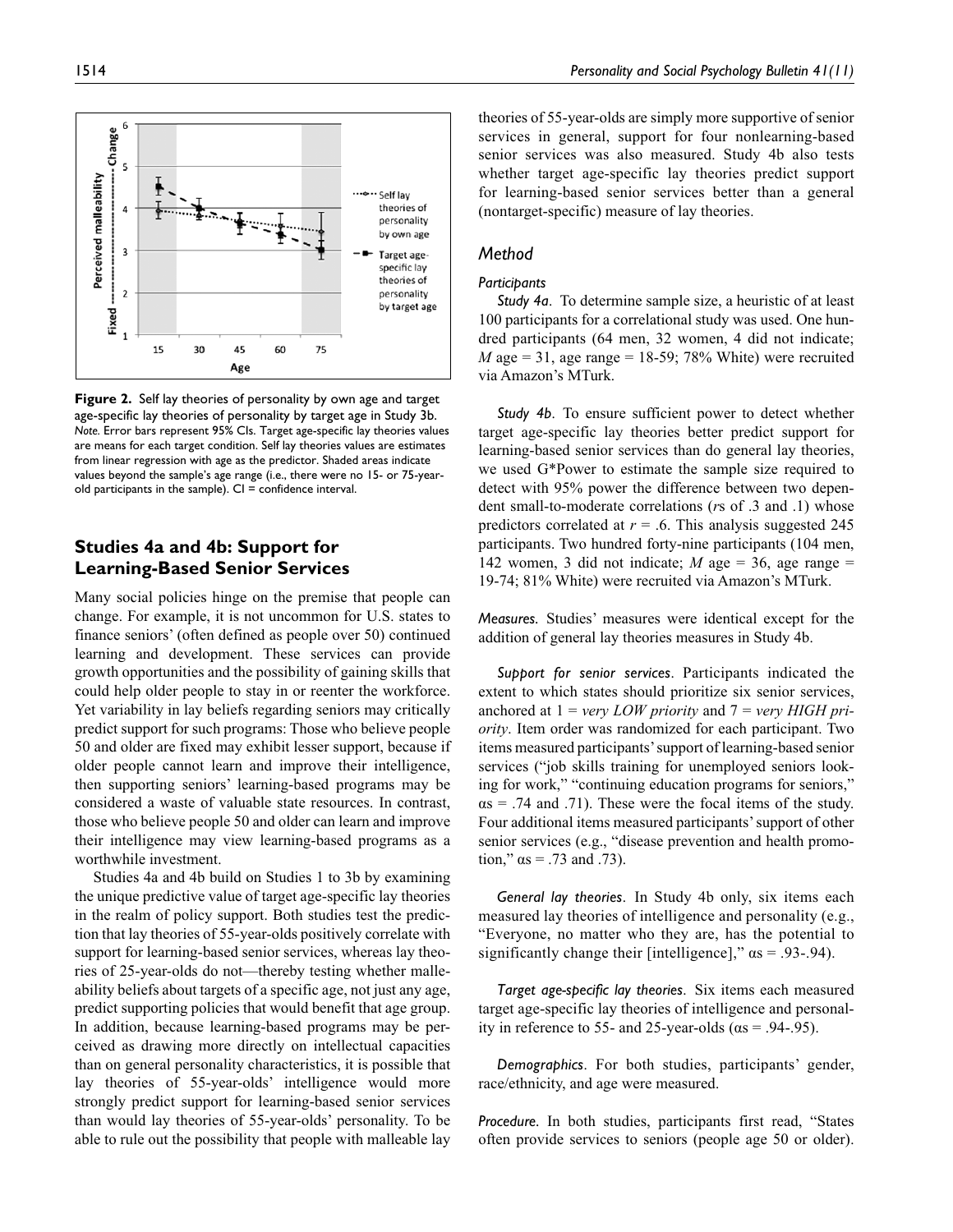**Figure 2.** Self lay theories of personality by own age and target age-specific lay theories of personality by target age in Study 3b.
*Note.* Error bars represent 95% CIs. Target age-specific lay theories values are means for each target condition. Self lay theories values are estimates from linear regression with age as the predictor. Shaded areas indicate values beyond the sample's age range (i.e., there were no 15- or 75-year-old participants in the sample). CI = confidence interval.

## Studies 4a and 4b: Support for Learning-Based Senior Services

Many social policies hinge on the premise that people can change. For example, it is not uncommon for U.S. states to finance seniors' (often defined as people over 50) continued learning and development. These services can provide growth opportunities and the possibility of gaining skills that could help older people to stay in or reenter the workforce. Yet variability in lay beliefs regarding seniors may critically predict support for such programs: Those who believe people 50 and older are fixed may exhibit lesser support, because if older people cannot learn and improve their intelligence, then supporting seniors' learning-based programs may be considered a waste of valuable state resources. In contrast, those who believe people 50 and older can learn and improve their intelligence may view learning-based programs as a worthwhile investment.

Studies 4a and 4b build on Studies 1 to 3b by examining the unique predictive value of target age-specific lay theories in the realm of policy support. Both studies test the prediction that lay theories of 55-year-olds positively correlate with support for learning-based senior services, whereas lay theories of 25-year-olds do not—thereby testing whether malleability beliefs about targets of a specific age, not just any age, predict supporting policies that would benefit that age group. In addition, because learning-based programs may be perceived as drawing more directly on intellectual capacities than on general personality characteristics, it is possible that lay theories of 55-year-olds' intelligence would more strongly predict support for learning-based senior services than would lay theories of 55-year-olds' personality. To be able to rule out the possibility that people with malleable lay theories of 55-year-olds are simply more supportive of senior services in general, support for four nonlearning-based senior services was also measured. Study 4b also tests whether target age-specific lay theories predict support for learning-based senior services better than a general (nontarget-specific) measure of lay theories.

### Method

#### Participants

*Study 4a*. To determine sample size, a heuristic of at least 100 participants for a correlational study was used. One hundred participants (64 men, 32 women, 4 did not indicate; $M$ age = 31, age range = 18-59; 78% White) were recruited via Amazon's MTurk.

*Study 4b*. To ensure sufficient power to detect whether target age-specific lay theories better predict support for learning-based senior services than do general lay theories, we used G*Power to estimate the sample size required to detect with 95% power the difference between two dependent small-to-moderate correlations ($r$s of .3 and .1) whose predictors correlated at $r$ = .6. This analysis suggested 245 participants. Two hundred forty-nine participants (104 men, 142 women, 3 did not indicate; $M$ age = 36, age range = 19-74; 81% White) were recruited via Amazon's MTurk.

*Measures.* Studies' measures were identical except for the addition of general lay theories measures in Study 4b.

*Support for senior services*. Participants indicated the extent to which states should prioritize six senior services, anchored at 1 = *very LOW priority* and 7 = *very HIGH priority*. Item order was randomized for each participant. Two items measured participants' support of learning-based senior services ("job skills training for unemployed seniors looking for work," "continuing education programs for seniors," $\alpha$s = .74 and .71). These were the focal items of the study. Four additional items measured participants' support of other senior services (e.g., "disease prevention and health promotion," $\alpha$s = .73 and .73).

*General lay theories*. In Study 4b only, six items each measured lay theories of intelligence and personality (e.g., "Everyone, no matter who they are, has the potential to significantly change their [intelligence]," $\alpha$s = .93-.94).

*Target age-specific lay theories*. Six items each measured target age-specific lay theories of intelligence and personality in reference to 55- and 25-year-olds ($\alpha$s = .94-.95).

*Demographics*. For both studies, participants' gender, race/ethnicity, and age were measured.

*Procedure.* In both studies, participants first read, "States often provide services to seniors (people age 50 or older).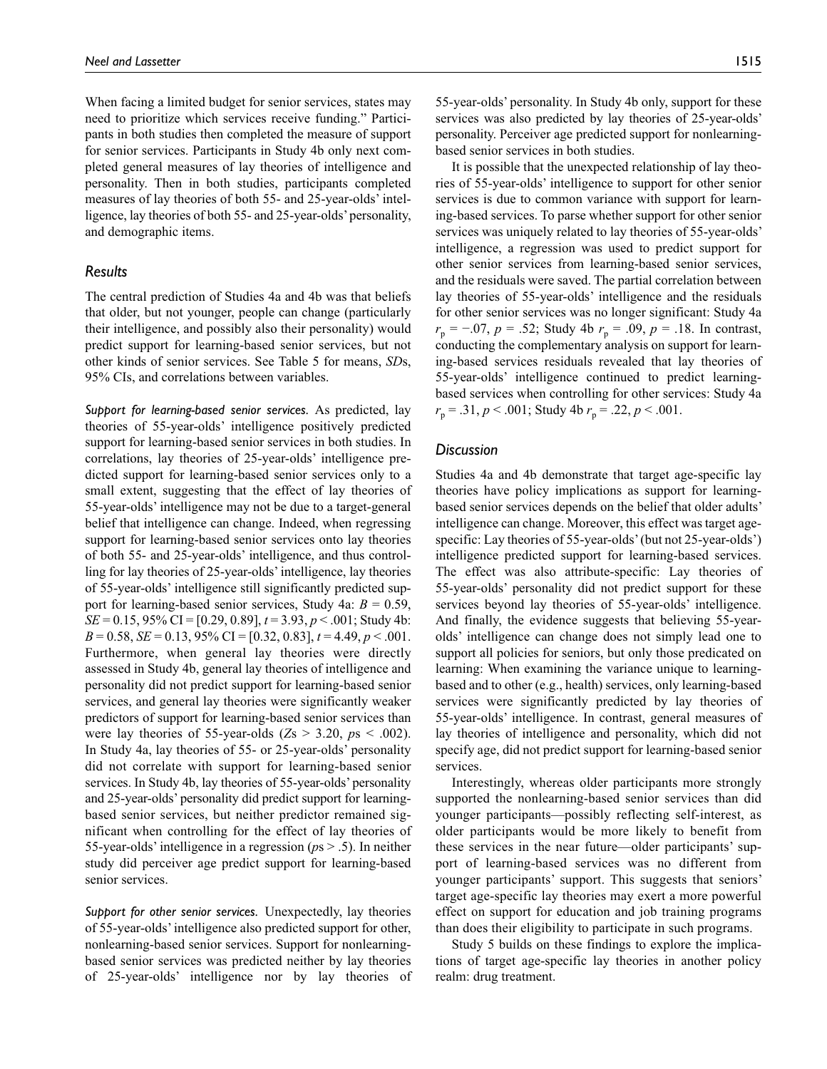When facing a limited budget for senior services, states may need to prioritize which services receive funding." Participants in both studies then completed the measure of support for senior services. Participants in Study 4b only next completed general measures of lay theories of intelligence and personality. Then in both studies, participants completed measures of lay theories of both 55- and 25-year-olds' intelligence, lay theories of both 55- and 25-year-olds' personality, and demographic items.

### Results

The central prediction of Studies 4a and 4b was that beliefs that older, but not younger, people can change (particularly their intelligence, and possibly also their personality) would predict support for learning-based senior services, but not other kinds of senior services. See Table 5 for means, *SD*s, 95% CIs, and correlations between variables.

*Support for learning-based senior services.* As predicted, lay theories of 55-year-olds' intelligence positively predicted support for learning-based senior services in both studies. In correlations, lay theories of 25-year-olds' intelligence predicted support for learning-based senior services only to a small extent, suggesting that the effect of lay theories of 55-year-olds' intelligence may not be due to a target-general belief that intelligence can change. Indeed, when regressing support for learning-based senior services onto lay theories of both 55- and 25-year-olds' intelligence, and thus controlling for lay theories of 25-year-olds' intelligence, lay theories of 55-year-olds' intelligence still significantly predicted support for learning-based senior services, Study 4a: $B = 0.59$, $SE = 0.15$, 95% CI = [0.29, 0.89], $t = 3.93$, $p < .001$; Study 4b: $B = 0.58$, $SE = 0.13$, 95% CI = [0.32, 0.83], $t = 4.49$, $p < .001$. Furthermore, when general lay theories were directly assessed in Study 4b, general lay theories of intelligence and personality did not predict support for learning-based senior services, and general lay theories were significantly weaker predictors of support for learning-based senior services than were lay theories of 55-year-olds ($Z\text{s} > 3.20$, $p\text{s} < .002$). In Study 4a, lay theories of 55- or 25-year-olds' personality did not correlate with support for learning-based senior services. In Study 4b, lay theories of 55-year-olds' personality and 25-year-olds' personality did predict support for learning-based senior services, but neither predictor remained significant when controlling for the effect of lay theories of 55-year-olds' intelligence in a regression ($p\text{s} > .5$). In neither study did perceiver age predict support for learning-based senior services.

*Support for other senior services.* Unexpectedly, lay theories of 55-year-olds' intelligence also predicted support for other, nonlearning-based senior services. Support for nonlearning-based senior services was predicted neither by lay theories of 25-year-olds' intelligence nor by lay theories of 55-year-olds' personality. In Study 4b only, support for these services was also predicted by lay theories of 25-year-olds' personality. Perceiver age predicted support for nonlearning-based senior services in both studies.

It is possible that the unexpected relationship of lay theories of 55-year-olds' intelligence to support for other senior services is due to common variance with support for learning-based services. To parse whether support for other senior services was uniquely related to lay theories of 55-year-olds' intelligence, a regression was used to predict support for other senior services from learning-based senior services, and the residuals were saved. The partial correlation between lay theories of 55-year-olds' intelligence and the residuals for other senior services was no longer significant: Study 4a $r_p = -.07$, $p = .52$; Study 4b $r_p = .09$, $p = .18$. In contrast, conducting the complementary analysis on support for learning-based services residuals revealed that lay theories of 55-year-olds' intelligence continued to predict learning-based services when controlling for other services: Study 4a $r_p = .31$, $p < .001$; Study 4b $r_p = .22$, $p < .001$.

### Discussion

Studies 4a and 4b demonstrate that target age-specific lay theories have policy implications as support for learning-based senior services depends on the belief that older adults' intelligence can change. Moreover, this effect was target age-specific: Lay theories of 55-year-olds' (but not 25-year-olds') intelligence predicted support for learning-based services. The effect was also attribute-specific: Lay theories of 55-year-olds' personality did not predict support for these services beyond lay theories of 55-year-olds' intelligence. And finally, the evidence suggests that believing 55-year-olds' intelligence can change does not simply lead one to support all policies for seniors, but only those predicated on learning: When examining the variance unique to learning-based and to other (e.g., health) services, only learning-based services were significantly predicted by lay theories of 55-year-olds' intelligence. In contrast, general measures of lay theories of intelligence and personality, which did not specify age, did not predict support for learning-based senior services.

Interestingly, whereas older participants more strongly supported the nonlearning-based senior services than did younger participants—possibly reflecting self-interest, as older participants would be more likely to benefit from these services in the near future—older participants' support of learning-based services was no different from younger participants' support. This suggests that seniors' target age-specific lay theories may exert a more powerful effect on support for education and job training programs than does their eligibility to participate in such programs.

Study 5 builds on these findings to explore the implications of target age-specific lay theories in another policy realm: drug treatment.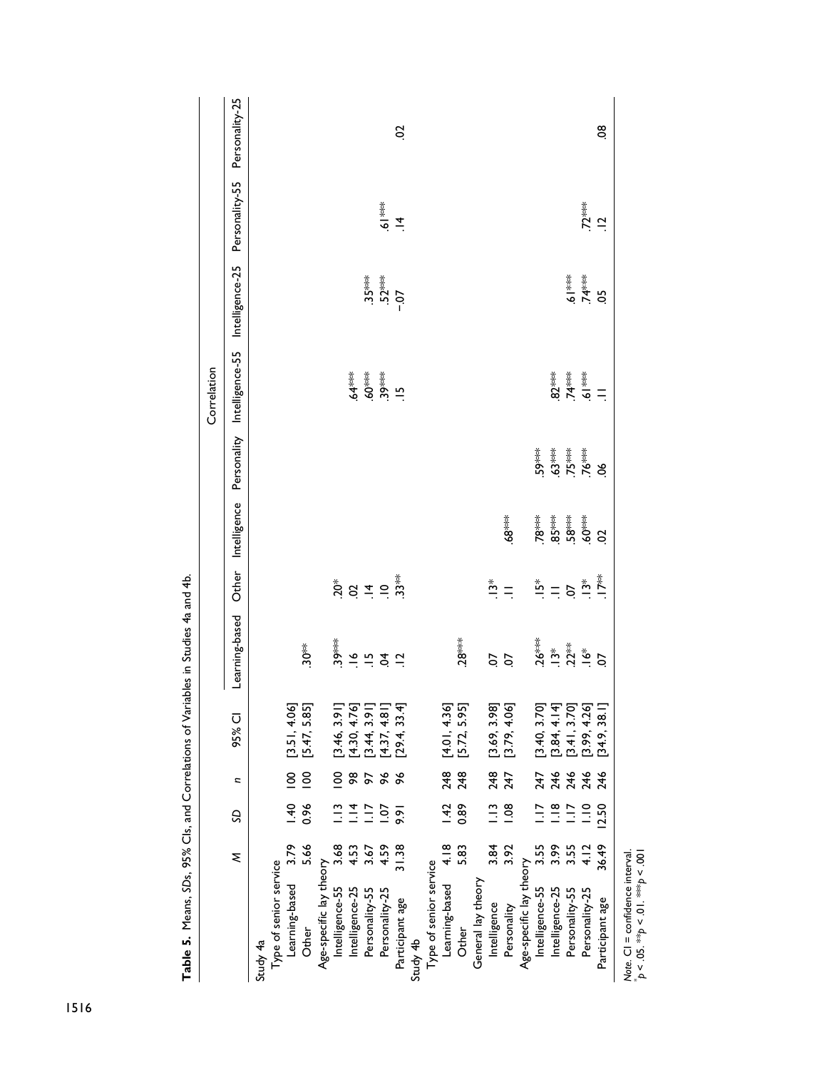**Table 5.** Means, *SD*s, 95% CIs, and Correlations of Variables in Studies 4a and 4b.

| | *M* | *SD* | *n* | 95% CI | Correlation | | | | | | | | |
|---|---|---|---|---|---|---|---|---|---|---|---|---|---|
| | | | | | Learning-based | Other | Intelligence | Personality | Intelligence-55 | Intelligence-25 | Personality-55 | Personality-25 |
| Study 4a | | | | | | | | | | | | |
| Type of senior service | | | | | | | | | | | | |
| Learning-based | 3.79 | 1.40 | 100 | [3.51, 4.06] | | | | | | | | |
| Other | 5.66 | 0.96 | 100 | [5.47, 5.85] | .30** | | | | | | | |
| Age-specific lay theory | | | | | | | | | | | | |
| Intelligence-55 | 3.68 | 1.13 | 100 | [3.46, 3.91] | .39*** | .20* | | | | | | |
| Intelligence-25 | 4.53 | 1.14 | 98 | [4.30, 4.76] | .16 | .02 | | | .64*** | | | |
| Personality-55 | 3.67 | 1.17 | 97 | [3.44, 3.91] | .15 | .14 | | | .60*** | .35*** | | |
| Personality-25 | 4.59 | 1.07 | 96 | [4.37, 4.81] | .04 | .10 | | | .39*** | .52*** | .61*** | |
| Participant age | 31.38 | 9.91 | 96 | [29.4, 33.4] | .12 | .33** | | | .15 | −.07 | .14 | .02 |
| Study 4b | | | | | | | | | | | | |
| Type of senior service | | | | | | | | | | | | |
| Learning-based | 4.18 | 1.42 | 248 | [4.01, 4.36] | | | | | | | | |
| Other | 5.83 | 0.89 | 248 | [5.72, 5.95] | .28*** | | | | | | | |
| General lay theory | | | | | | | | | | | | |
| Intelligence | 3.84 | 1.13 | 248 | [3.69, 3.98] | .07 | .13* | | | | | | |
| Personality | 3.92 | 1.08 | 247 | [3.79, 4.06] | .07 | .11 | .68*** | | | | | |
| Age-specific lay theory | | | | | | | | | | | | |
| Intelligence-55 | 3.55 | 1.17 | 247 | [3.40, 3.70] | .26*** | .15* | .78*** | .59*** | | | | |
| Intelligence-25 | 3.99 | 1.18 | 246 | [3.84, 4.14] | .13* | .11 | .85*** | .63*** | .82*** | | | |
| Personality-55 | 3.55 | 1.17 | 246 | [3.41, 3.70] | .22** | .07 | .58*** | .75*** | .74*** | .61*** | | |
| Personality-25 | 4.12 | 1.10 | 246 | [3.99, 4.26] | .16* | .13* | .60*** | .76*** | .61*** | .74*** | .72*** | |
| Participant age | 36.49 | 12.50 | 246 | [34.9, 38.1] | .07 | .17** | .02 | .06 | .11 | .05 | .12 | .08 |

*Note.* CI = confidence interval.
\**p* < .05. \*\**p* < .01. \*\*\**p* < .001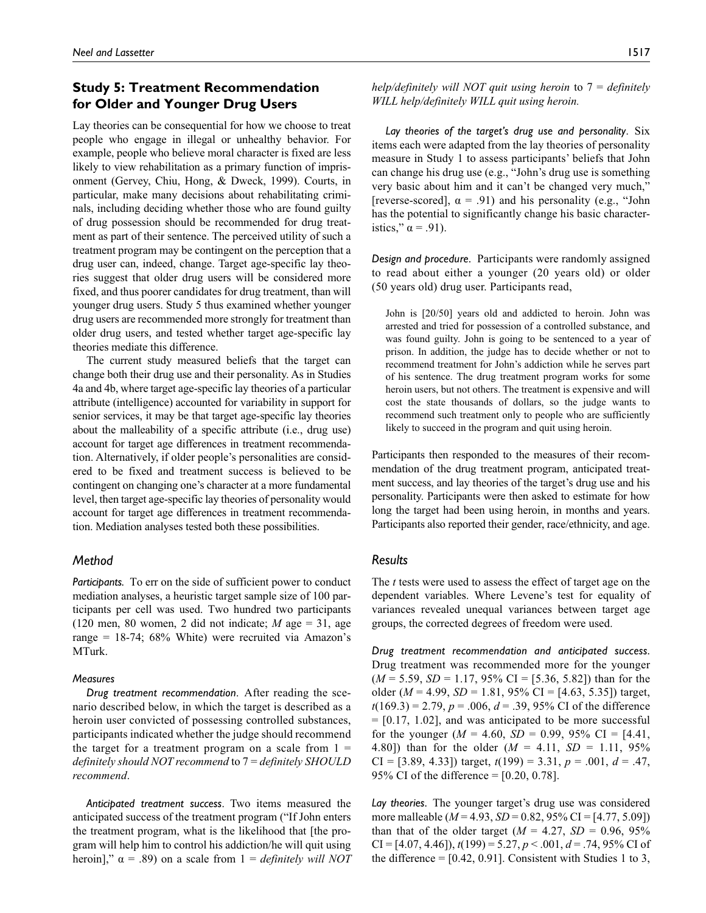## Study 5: Treatment Recommendation for Older and Younger Drug Users

Lay theories can be consequential for how we choose to treat people who engage in illegal or unhealthy behavior. For example, people who believe moral character is fixed are less likely to view rehabilitation as a primary function of imprisonment (Gervey, Chiu, Hong, & Dweck, 1999). Courts, in particular, make many decisions about rehabilitating criminals, including deciding whether those who are found guilty of drug possession should be recommended for drug treatment as part of their sentence. The perceived utility of such a treatment program may be contingent on the perception that a drug user can, indeed, change. Target age-specific lay theories suggest that older drug users will be considered more fixed, and thus poorer candidates for drug treatment, than will younger drug users. Study 5 thus examined whether younger drug users are recommended more strongly for treatment than older drug users, and tested whether target age-specific lay theories mediate this difference.

The current study measured beliefs that the target can change both their drug use and their personality. As in Studies 4a and 4b, where target age-specific lay theories of a particular attribute (intelligence) accounted for variability in support for senior services, it may be that target age-specific lay theories about the malleability of a specific attribute (i.e., drug use) account for target age differences in treatment recommendation. Alternatively, if older people's personalities are considered to be fixed and treatment success is believed to be contingent on changing one's character at a more fundamental level, then target age-specific lay theories of personality would account for target age differences in treatment recommendation. Mediation analyses tested both these possibilities.

### Method

**Participants.** To err on the side of sufficient power to conduct mediation analyses, a heuristic target sample size of 100 participants per cell was used. Two hundred two participants (120 men, 80 women, 2 did not indicate; *M* age = 31, age range = 18-74; 68% White) were recruited via Amazon's MTurk.

#### Measures

*Drug treatment recommendation*. After reading the scenario described below, in which the target is described as a heroin user convicted of possessing controlled substances, participants indicated whether the judge should recommend the target for a treatment program on a scale from 1 = *definitely should NOT recommend* to 7 = *definitely SHOULD recommend*.

*Anticipated treatment success*. Two items measured the anticipated success of the treatment program ("If John enters the treatment program, what is the likelihood that [the program will help him to control his addiction/he will quit using heroin]," $\alpha = .89$) on a scale from 1 = *definitely will NOT help/definitely will NOT quit using heroin* to 7 = *definitely WILL help/definitely WILL quit using heroin.*

*Lay theories of the target's drug use and personality*. Six items each were adapted from the lay theories of personality measure in Study 1 to assess participants' beliefs that John can change his drug use (e.g., "John's drug use is something very basic about him and it can't be changed very much," [reverse-scored], $\alpha = .91$) and his personality (e.g., "John has the potential to significantly change his basic characteristics," $\alpha = .91$).

**Design and procedure.** Participants were randomly assigned to read about either a younger (20 years old) or older (50 years old) drug user. Participants read,

> John is [20/50] years old and addicted to heroin. John was arrested and tried for possession of a controlled substance, and was found guilty. John is going to be sentenced to a year of prison. In addition, the judge has to decide whether or not to recommend treatment for John's addiction while he serves part of his sentence. The drug treatment program works for some heroin users, but not others. The treatment is expensive and will cost the state thousands of dollars, so the judge wants to recommend such treatment only to people who are sufficiently likely to succeed in the program and quit using heroin.

Participants then responded to the measures of their recommendation of the drug treatment program, anticipated treatment success, and lay theories of the target's drug use and his personality. Participants were then asked to estimate for how long the target had been using heroin, in months and years. Participants also reported their gender, race/ethnicity, and age.

### Results

The *t* tests were used to assess the effect of target age on the dependent variables. Where Levene's test for equality of variances revealed unequal variances between target age groups, the corrected degrees of freedom were used.

**Drug treatment recommendation and anticipated success.** Drug treatment was recommended more for the younger ($M = 5.59$, $SD = 1.17$, 95% CI = [5.36, 5.82]) than for the older ($M = 4.99$, $SD = 1.81$, 95% CI = [4.63, 5.35]) target, $t(169.3) = 2.79$, $p = .006$, $d = .39$, 95% CI of the difference = [0.17, 1.02], and was anticipated to be more successful for the younger ($M = 4.60$, $SD = 0.99$, 95% CI = [4.41, 4.80]) than for the older ($M = 4.11$, $SD = 1.11$, 95% CI = [3.89, 4.33]) target, $t(199) = 3.31$, $p = .001$, $d = .47$, 95% CI of the difference = [0.20, 0.78].

**Lay theories.** The younger target's drug use was considered more malleable ($M = 4.93$, $SD = 0.82$, 95% CI = [4.77, 5.09]) than that of the older target ($M = 4.27$, $SD = 0.96$, 95% CI = [4.07, 4.46]), $t(199) = 5.27$, $p < .001$, $d = .74$, 95% CI of the difference = [0.42, 0.91]. Consistent with Studies 1 to 3,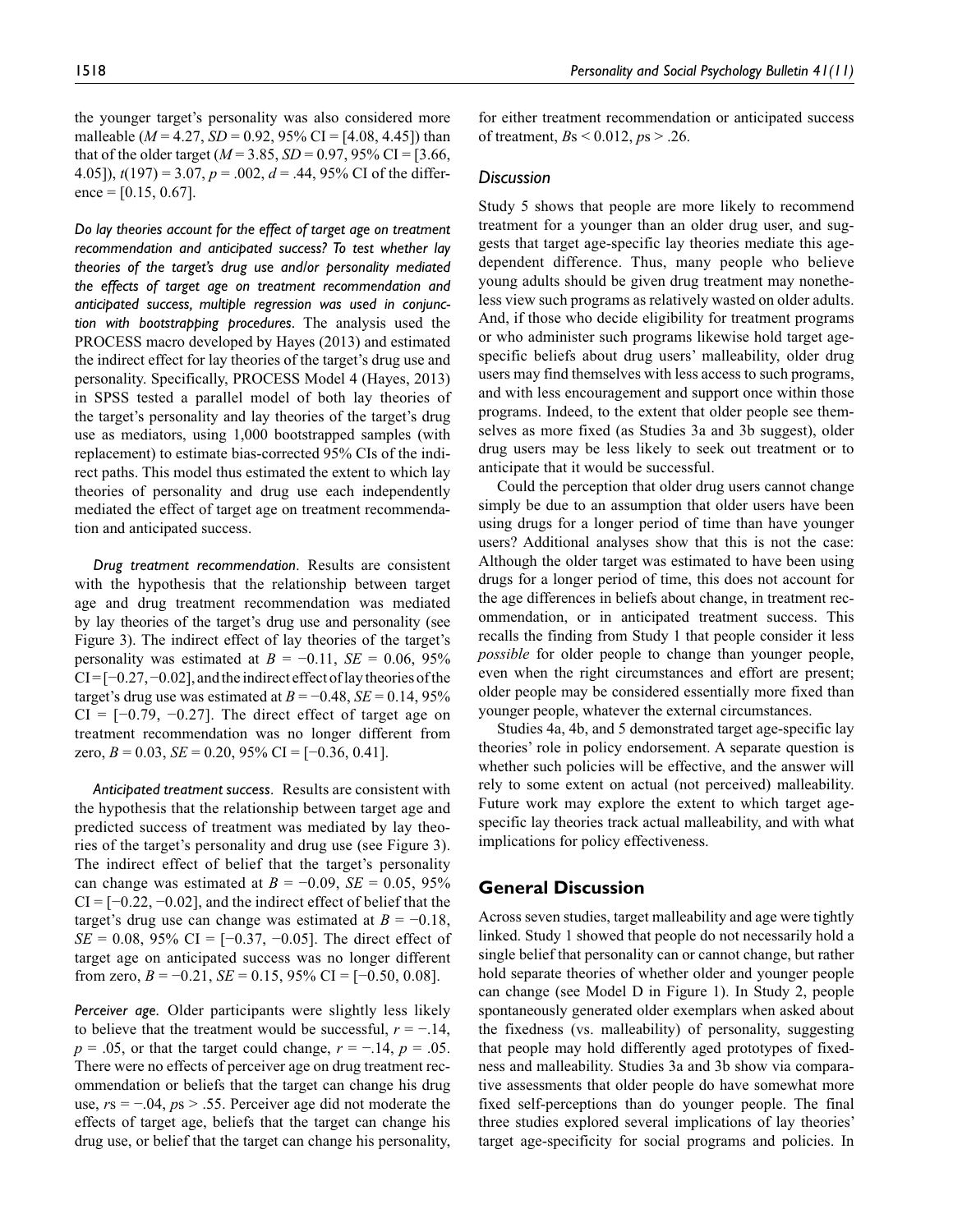the younger target's personality was also considered more malleable ($M = 4.27$, $SD = 0.92$, 95% CI = [4.08, 4.45]) than that of the older target ($M = 3.85$, $SD = 0.97$, 95% CI = [3.66, 4.05]), $t(197) = 3.07$, $p = .002$, $d = .44$, 95% CI of the difference = [0.15, 0.67].

*Do lay theories account for the effect of target age on treatment recommendation and anticipated success? To test whether lay theories of the target's drug use and/or personality mediated the effects of target age on treatment recommendation and anticipated success, multiple regression was used in conjunction with bootstrapping procedures.* The analysis used the PROCESS macro developed by Hayes (2013) and estimated the indirect effect for lay theories of the target's drug use and personality. Specifically, PROCESS Model 4 (Hayes, 2013) in SPSS tested a parallel model of both lay theories of the target's personality and lay theories of the target's drug use as mediators, using 1,000 bootstrapped samples (with replacement) to estimate bias-corrected 95% CIs of the indirect paths. This model thus estimated the extent to which lay theories of personality and drug use each independently mediated the effect of target age on treatment recommendation and anticipated success.

*Drug treatment recommendation*. Results are consistent with the hypothesis that the relationship between target age and drug treatment recommendation was mediated by lay theories of the target's drug use and personality (see Figure 3). The indirect effect of lay theories of the target's personality was estimated at $B = -0.11$, $SE = 0.06$, 95% CI = [−0.27, −0.02], and the indirect effect of lay theories of the target's drug use was estimated at $B = -0.48$, $SE = 0.14$, 95% CI = [−0.79, −0.27]. The direct effect of target age on treatment recommendation was no longer different from zero, $B = 0.03$, $SE = 0.20$, 95% CI = [−0.36, 0.41].

*Anticipated treatment success*. Results are consistent with the hypothesis that the relationship between target age and predicted success of treatment was mediated by lay theories of the target's personality and drug use (see Figure 3). The indirect effect of belief that the target's personality can change was estimated at $B = -0.09$, $SE = 0.05$, 95% CI = [−0.22, −0.02], and the indirect effect of belief that the target's drug use can change was estimated at $B = -0.18$, $SE = 0.08$, 95% CI = [−0.37, −0.05]. The direct effect of target age on anticipated success was no longer different from zero, $B = -0.21$, $SE = 0.15$, 95% CI = [−0.50, 0.08].

*Perceiver age*. Older participants were slightly less likely to believe that the treatment would be successful, $r = -.14$, $p = .05$, or that the target could change, $r = -.14$, $p = .05$. There were no effects of perceiver age on drug treatment recommendation or beliefs that the target can change his drug use, $r\text{s} = -.04$, $p\text{s} > .55$. Perceiver age did not moderate the effects of target age, beliefs that the target can change his drug use, or belief that the target can change his personality, for either treatment recommendation or anticipated success of treatment, $B\text{s} < 0.012$, $p\text{s} > .26$.

### Discussion

Study 5 shows that people are more likely to recommend treatment for a younger than an older drug user, and suggests that target age-specific lay theories mediate this age-dependent difference. Thus, many people who believe young adults should be given drug treatment may nonetheless view such programs as relatively wasted on older adults. And, if those who decide eligibility for treatment programs or who administer such programs likewise hold target age-specific beliefs about drug users' malleability, older drug users may find themselves with less access to such programs, and with less encouragement and support once within those programs. Indeed, to the extent that older people see themselves as more fixed (as Studies 3a and 3b suggest), older drug users may be less likely to seek out treatment or to anticipate that it would be successful.

Could the perception that older drug users cannot change simply be due to an assumption that older users have been using drugs for a longer period of time than have younger users? Additional analyses show that this is not the case: Although the older target was estimated to have been using drugs for a longer period of time, this does not account for the age differences in beliefs about change, in treatment recommendation, or in anticipated treatment success. This recalls the finding from Study 1 that people consider it less *possible* for older people to change than younger people, even when the right circumstances and effort are present; older people may be considered essentially more fixed than younger people, whatever the external circumstances.

Studies 4a, 4b, and 5 demonstrated target age-specific lay theories' role in policy endorsement. A separate question is whether such policies will be effective, and the answer will rely to some extent on actual (not perceived) malleability. Future work may explore the extent to which target age-specific lay theories track actual malleability, and with what implications for policy effectiveness.

## General Discussion

Across seven studies, target malleability and age were tightly linked. Study 1 showed that people do not necessarily hold a single belief that personality can or cannot change, but rather hold separate theories of whether older and younger people can change (see Model D in Figure 1). In Study 2, people spontaneously generated older exemplars when asked about the fixedness (vs. malleability) of personality, suggesting that people may hold differently aged prototypes of fixedness and malleability. Studies 3a and 3b show via comparative assessments that older people do have somewhat more fixed self-perceptions than do younger people. The final three studies explored several implications of lay theories' target age-specificity for social programs and policies. In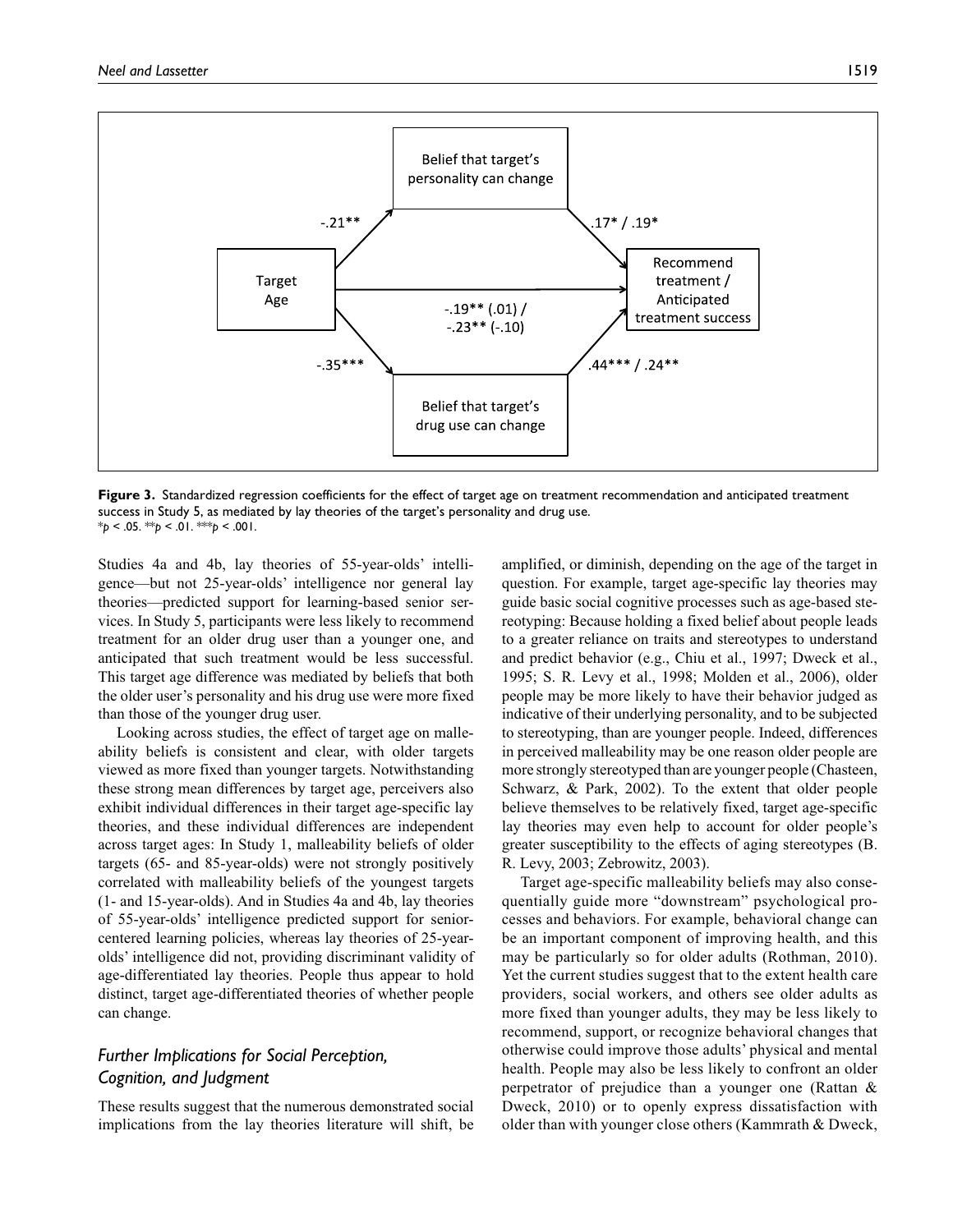Belief that target's personality can change

-.21**

.17* / .19*

Target Age

-.19** (.01) / -.23** (-.10)

Recommend treatment / Anticipated treatment success

-.35***

.44*** / .24**

Belief that target's drug use can change

**Figure 3.** Standardized regression coefficients for the effect of target age on treatment recommendation and anticipated treatment success in Study 5, as mediated by lay theories of the target's personality and drug use.
*$p < .05$. **$p < .01$. ***$p < .001$.

Studies 4a and 4b, lay theories of 55-year-olds' intelligence—but not 25-year-olds' intelligence nor general lay theories—predicted support for learning-based senior services. In Study 5, participants were less likely to recommend treatment for an older drug user than a younger one, and anticipated that such treatment would be less successful. This target age difference was mediated by beliefs that both the older user's personality and his drug use were more fixed than those of the younger drug user.

Looking across studies, the effect of target age on malleability beliefs is consistent and clear, with older targets viewed as more fixed than younger targets. Notwithstanding these strong mean differences by target age, perceivers also exhibit individual differences in their target age-specific lay theories, and these individual differences are independent across target ages: In Study 1, malleability beliefs of older targets (65- and 85-year-olds) were not strongly positively correlated with malleability beliefs of the youngest targets (1- and 15-year-olds). And in Studies 4a and 4b, lay theories of 55-year-olds' intelligence predicted support for senior-centered learning policies, whereas lay theories of 25-year-olds' intelligence did not, providing discriminant validity of age-differentiated lay theories. People thus appear to hold distinct, target age-differentiated theories of whether people can change.

## *Further Implications for Social Perception, Cognition, and Judgment*

These results suggest that the numerous demonstrated social implications from the lay theories literature will shift, be amplified, or diminish, depending on the age of the target in question. For example, target age-specific lay theories may guide basic social cognitive processes such as age-based stereotyping: Because holding a fixed belief about people leads to a greater reliance on traits and stereotypes to understand and predict behavior (e.g., Chiu et al., 1997; Dweck et al., 1995; S. R. Levy et al., 1998; Molden et al., 2006), older people may be more likely to have their behavior judged as indicative of their underlying personality, and to be subjected to stereotyping, than are younger people. Indeed, differences in perceived malleability may be one reason older people are more strongly stereotyped than are younger people (Chasteen, Schwarz, & Park, 2002). To the extent that older people believe themselves to be relatively fixed, target age-specific lay theories may even help to account for older people's greater susceptibility to the effects of aging stereotypes (B. R. Levy, 2003; Zebrowitz, 2003).

Target age-specific malleability beliefs may also consequentially guide more "downstream" psychological processes and behaviors. For example, behavioral change can be an important component of improving health, and this may be particularly so for older adults (Rothman, 2010). Yet the current studies suggest that to the extent health care providers, social workers, and others see older adults as more fixed than younger adults, they may be less likely to recommend, support, or recognize behavioral changes that otherwise could improve those adults' physical and mental health. People may also be less likely to confront an older perpetrator of prejudice than a younger one (Rattan & Dweck, 2010) or to openly express dissatisfaction with older than with younger close others (Kammrath & Dweck,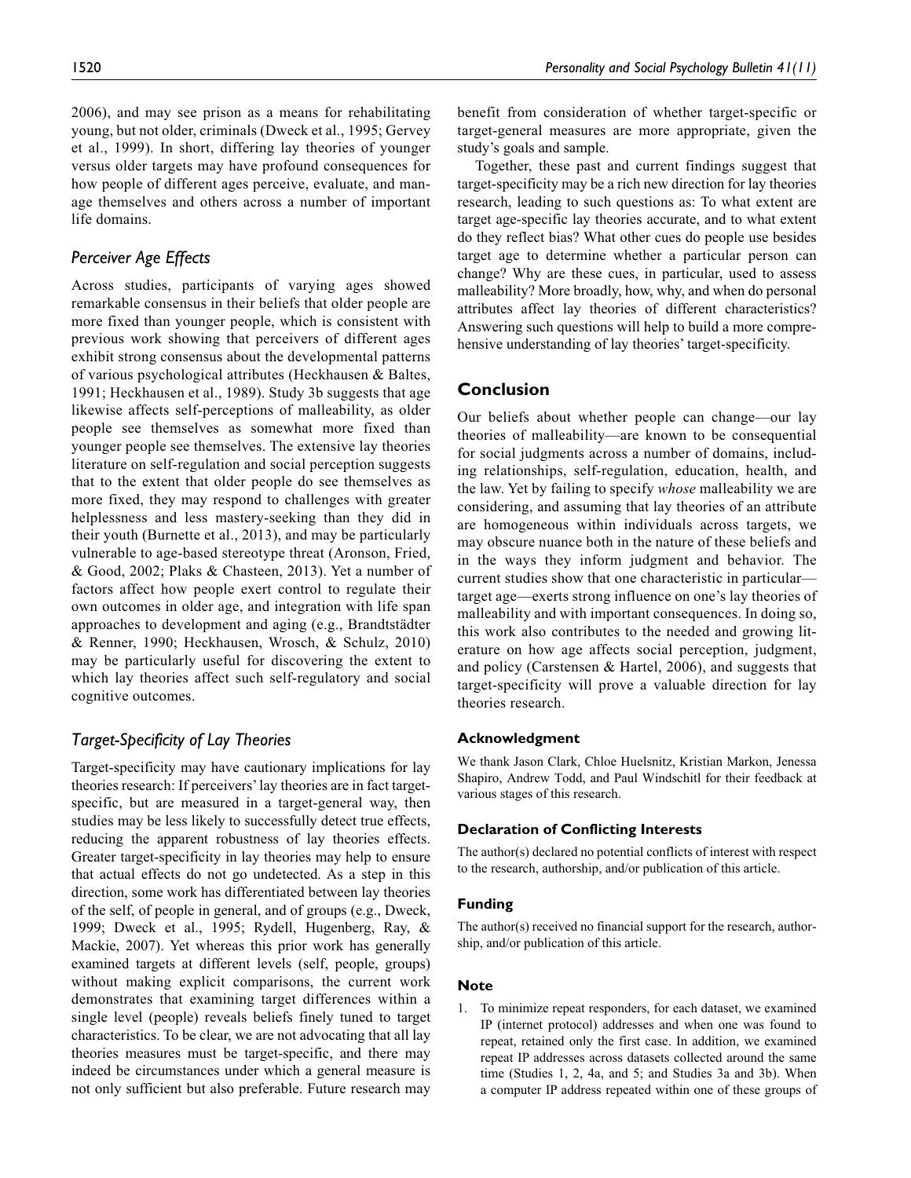2006), and may see prison as a means for rehabilitating young, but not older, criminals (Dweck et al., 1995; Gervey et al., 1999). In short, differing lay theories of younger versus older targets may have profound consequences for how people of different ages perceive, evaluate, and manage themselves and others across a number of important life domains.

### *Perceiver Age Effects*

Across studies, participants of varying ages showed remarkable consensus in their beliefs that older people are more fixed than younger people, which is consistent with previous work showing that perceivers of different ages exhibit strong consensus about the developmental patterns of various psychological attributes (Heckhausen & Baltes, 1991; Heckhausen et al., 1989). Study 3b suggests that age likewise affects self-perceptions of malleability, as older people see themselves as somewhat more fixed than younger people see themselves. The extensive lay theories literature on self-regulation and social perception suggests that to the extent that older people do see themselves as more fixed, they may respond to challenges with greater helplessness and less mastery-seeking than they did in their youth (Burnette et al., 2013), and may be particularly vulnerable to age-based stereotype threat (Aronson, Fried, & Good, 2002; Plaks & Chasteen, 2013). Yet a number of factors affect how people exert control to regulate their own outcomes in older age, and integration with life span approaches to development and aging (e.g., Brandtstädter & Renner, 1990; Heckhausen, Wrosch, & Schulz, 2010) may be particularly useful for discovering the extent to which lay theories affect such self-regulatory and social cognitive outcomes.

### *Target-Specificity of Lay Theories*

Target-specificity may have cautionary implications for lay theories research: If perceivers' lay theories are in fact target-specific, but are measured in a target-general way, then studies may be less likely to successfully detect true effects, reducing the apparent robustness of lay theories effects. Greater target-specificity in lay theories may help to ensure that actual effects do not go undetected. As a step in this direction, some work has differentiated between lay theories of the self, of people in general, and of groups (e.g., Dweck, 1999; Dweck et al., 1995; Rydell, Hugenberg, Ray, & Mackie, 2007). Yet whereas this prior work has generally examined targets at different levels (self, people, groups) without making explicit comparisons, the current work demonstrates that examining target differences within a single level (people) reveals beliefs finely tuned to target characteristics. To be clear, we are not advocating that all lay theories measures must be target-specific, and there may indeed be circumstances under which a general measure is not only sufficient but also preferable. Future research may benefit from consideration of whether target-specific or target-general measures are more appropriate, given the study's goals and sample.

Together, these past and current findings suggest that target-specificity may be a rich new direction for lay theories research, leading to such questions as: To what extent are target age-specific lay theories accurate, and to what extent do they reflect bias? What other cues do people use besides target age to determine whether a particular person can change? Why are these cues, in particular, used to assess malleability? More broadly, how, why, and when do personal attributes affect lay theories of different characteristics? Answering such questions will help to build a more comprehensive understanding of lay theories' target-specificity.

## Conclusion

Our beliefs about whether people can change—our lay theories of malleability—are known to be consequential for social judgments across a number of domains, including relationships, self-regulation, education, health, and the law. Yet by failing to specify *whose* malleability we are considering, and assuming that lay theories of an attribute are homogeneous within individuals across targets, we may obscure nuance both in the nature of these beliefs and in the ways they inform judgment and behavior. The current studies show that one characteristic in particular—target age—exerts strong influence on one's lay theories of malleability and with important consequences. In doing so, this work also contributes to the needed and growing literature on how age affects social perception, judgment, and policy (Carstensen & Hartel, 2006), and suggests that target-specificity will prove a valuable direction for lay theories research.

#### Acknowledgment

We thank Jason Clark, Chloe Huelsnitz, Kristian Markon, Jenessa Shapiro, Andrew Todd, and Paul Windschitl for their feedback at various stages of this research.

#### Declaration of Conflicting Interests

The author(s) declared no potential conflicts of interest with respect to the research, authorship, and/or publication of this article.

#### Funding

The author(s) received no financial support for the research, authorship, and/or publication of this article.

#### Note

1. To minimize repeat responders, for each dataset, we examined IP (internet protocol) addresses and when one was found to repeat, retained only the first case. In addition, we examined repeat IP addresses across datasets collected around the same time (Studies 1, 2, 4a, and 5; and Studies 3a and 3b). When a computer IP address repeated within one of these groups of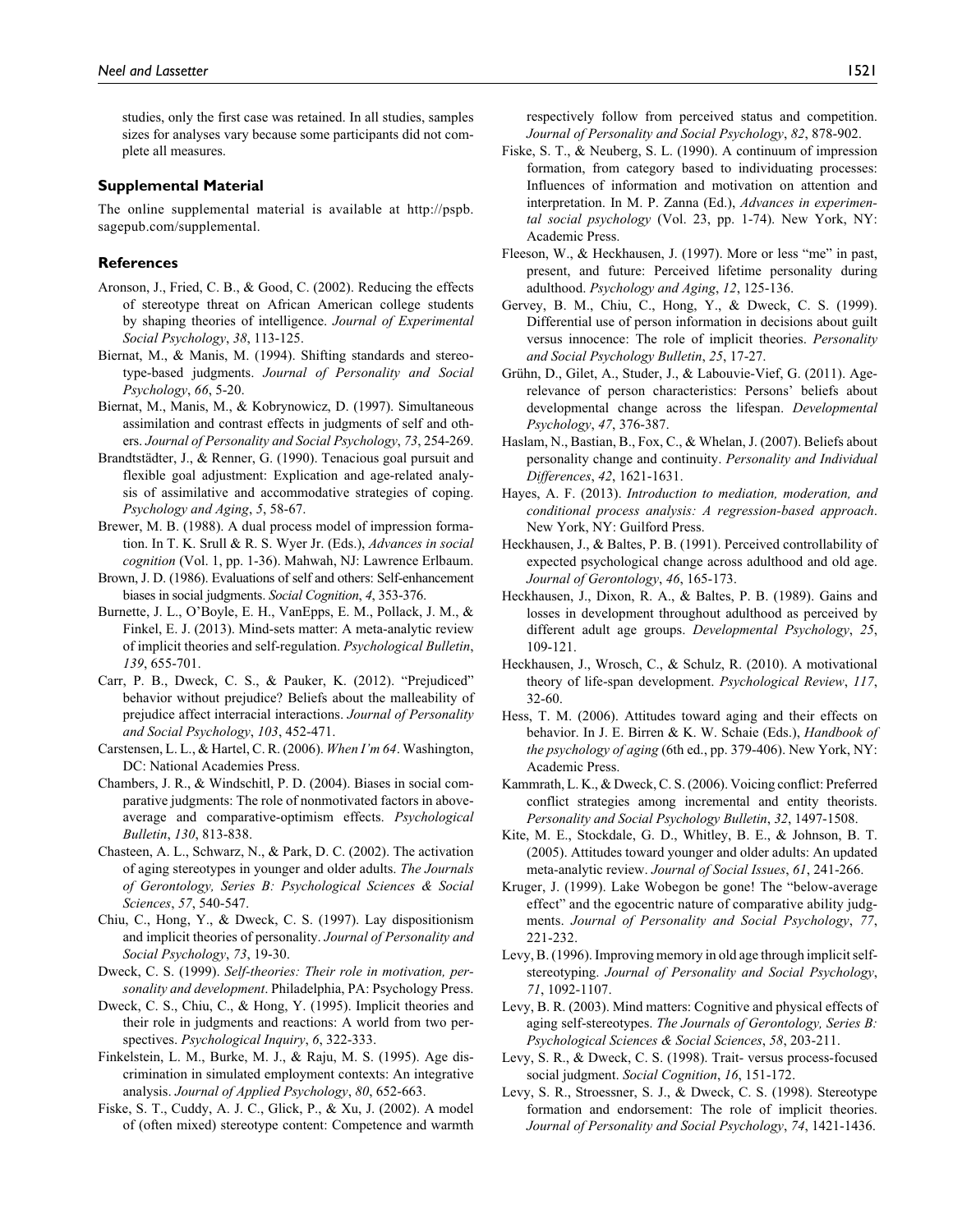studies, only the first case was retained. In all studies, samples sizes for analyses vary because some participants did not complete all measures.

### Supplemental Material

The online supplemental material is available at http://pspb.sagepub.com/supplemental.

### References

Aronson, J., Fried, C. B., & Good, C. (2002). Reducing the effects of stereotype threat on African American college students by shaping theories of intelligence. *Journal of Experimental Social Psychology*, *38*, 113-125.

Biernat, M., & Manis, M. (1994). Shifting standards and stereotype-based judgments. *Journal of Personality and Social Psychology*, *66*, 5-20.

Biernat, M., Manis, M., & Kobrynowicz, D. (1997). Simultaneous assimilation and contrast effects in judgments of self and others. *Journal of Personality and Social Psychology*, *73*, 254-269.

Brandtstädter, J., & Renner, G. (1990). Tenacious goal pursuit and flexible goal adjustment: Explication and age-related analysis of assimilative and accommodative strategies of coping. *Psychology and Aging*, *5*, 58-67.

Brewer, M. B. (1988). A dual process model of impression formation. In T. K. Srull & R. S. Wyer Jr. (Eds.), *Advances in social cognition* (Vol. 1, pp. 1-36). Mahwah, NJ: Lawrence Erlbaum.

Brown, J. D. (1986). Evaluations of self and others: Self-enhancement biases in social judgments. *Social Cognition*, *4*, 353-376.

Burnette, J. L., O'Boyle, E. H., VanEpps, E. M., Pollack, J. M., & Finkel, E. J. (2013). Mind-sets matter: A meta-analytic review of implicit theories and self-regulation. *Psychological Bulletin*, *139*, 655-701.

Carr, P. B., Dweck, C. S., & Pauker, K. (2012). "Prejudiced" behavior without prejudice? Beliefs about the malleability of prejudice affect interracial interactions. *Journal of Personality and Social Psychology*, *103*, 452-471.

Carstensen, L. L., & Hartel, C. R. (2006). *When I'm 64*. Washington, DC: National Academies Press.

Chambers, J. R., & Windschitl, P. D. (2004). Biases in social comparative judgments: The role of nonmotivated factors in above-average and comparative-optimism effects. *Psychological Bulletin*, *130*, 813-838.

Chasteen, A. L., Schwarz, N., & Park, D. C. (2002). The activation of aging stereotypes in younger and older adults. *The Journals of Gerontology, Series B: Psychological Sciences & Social Sciences*, *57*, 540-547.

Chiu, C., Hong, Y., & Dweck, C. S. (1997). Lay dispositionism and implicit theories of personality. *Journal of Personality and Social Psychology*, *73*, 19-30.

Dweck, C. S. (1999). *Self-theories: Their role in motivation, personality and development*. Philadelphia, PA: Psychology Press.

Dweck, C. S., Chiu, C., & Hong, Y. (1995). Implicit theories and their role in judgments and reactions: A world from two perspectives. *Psychological Inquiry*, *6*, 322-333.

Finkelstein, L. M., Burke, M. J., & Raju, M. S. (1995). Age discrimination in simulated employment contexts: An integrative analysis. *Journal of Applied Psychology*, *80*, 652-663.

Fiske, S. T., Cuddy, A. J. C., Glick, P., & Xu, J. (2002). A model of (often mixed) stereotype content: Competence and warmth respectively follow from perceived status and competition. *Journal of Personality and Social Psychology*, *82*, 878-902.

Fiske, S. T., & Neuberg, S. L. (1990). A continuum of impression formation, from category based to individuating processes: Influences of information and motivation on attention and interpretation. In M. P. Zanna (Ed.), *Advances in experimental social psychology* (Vol. 23, pp. 1-74). New York, NY: Academic Press.

Fleeson, W., & Heckhausen, J. (1997). More or less "me" in past, present, and future: Perceived lifetime personality during adulthood. *Psychology and Aging*, *12*, 125-136.

Gervey, B. M., Chiu, C., Hong, Y., & Dweck, C. S. (1999). Differential use of person information in decisions about guilt versus innocence: The role of implicit theories. *Personality and Social Psychology Bulletin*, *25*, 17-27.

Grühn, D., Gilet, A., Studer, J., & Labouvie-Vief, G. (2011). Age-relevance of person characteristics: Persons' beliefs about developmental change across the lifespan. *Developmental Psychology*, *47*, 376-387.

Haslam, N., Bastian, B., Fox, C., & Whelan, J. (2007). Beliefs about personality change and continuity. *Personality and Individual Differences*, *42*, 1621-1631.

Hayes, A. F. (2013). *Introduction to mediation, moderation, and conditional process analysis: A regression-based approach*. New York, NY: Guilford Press.

Heckhausen, J., & Baltes, P. B. (1991). Perceived controllability of expected psychological change across adulthood and old age. *Journal of Gerontology*, *46*, 165-173.

Heckhausen, J., Dixon, R. A., & Baltes, P. B. (1989). Gains and losses in development throughout adulthood as perceived by different adult age groups. *Developmental Psychology*, *25*, 109-121.

Heckhausen, J., Wrosch, C., & Schulz, R. (2010). A motivational theory of life-span development. *Psychological Review*, *117*, 32-60.

Hess, T. M. (2006). Attitudes toward aging and their effects on behavior. In J. E. Birren & K. W. Schaie (Eds.), *Handbook of the psychology of aging* (6th ed., pp. 379-406). New York, NY: Academic Press.

Kammrath, L. K., & Dweck, C. S. (2006). Voicing conflict: Preferred conflict strategies among incremental and entity theorists. *Personality and Social Psychology Bulletin*, *32*, 1497-1508.

Kite, M. E., Stockdale, G. D., Whitley, B. E., & Johnson, B. T. (2005). Attitudes toward younger and older adults: An updated meta-analytic review. *Journal of Social Issues*, *61*, 241-266.

Kruger, J. (1999). Lake Wobegon be gone! The "below-average effect" and the egocentric nature of comparative ability judgments. *Journal of Personality and Social Psychology*, *77*, 221-232.

Levy, B. (1996). Improving memory in old age through implicit self-stereotyping. *Journal of Personality and Social Psychology*, *71*, 1092-1107.

Levy, B. R. (2003). Mind matters: Cognitive and physical effects of aging self-stereotypes. *The Journals of Gerontology, Series B: Psychological Sciences & Social Sciences*, *58*, 203-211.

Levy, S. R., & Dweck, C. S. (1998). Trait- versus process-focused social judgment. *Social Cognition*, *16*, 151-172.

Levy, S. R., Stroessner, S. J., & Dweck, C. S. (1998). Stereotype formation and endorsement: The role of implicit theories. *Journal of Personality and Social Psychology*, *74*, 1421-1436.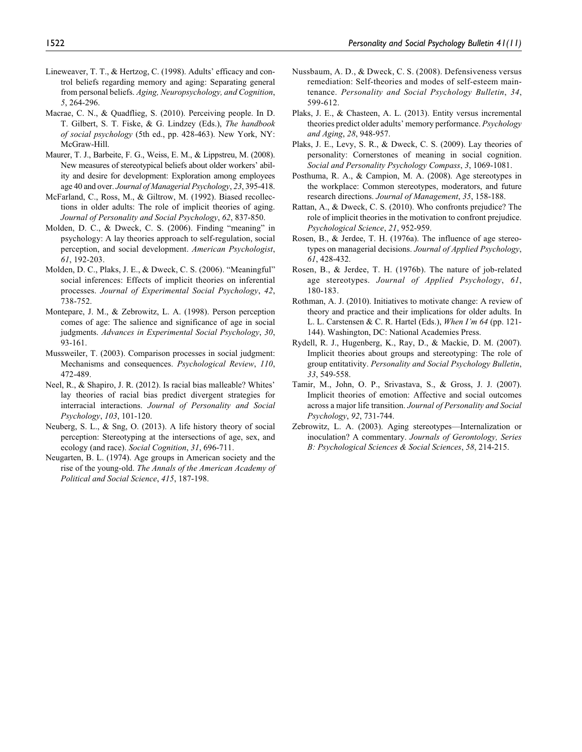Lineweaver, T. T., & Hertzog, C. (1998). Adults' efficacy and control beliefs regarding memory and aging: Separating general from personal beliefs. *Aging, Neuropsychology, and Cognition*, *5*, 264-296.

Macrae, C. N., & Quadflieg, S. (2010). Perceiving people. In D. T. Gilbert, S. T. Fiske, & G. Lindzey (Eds.), *The handbook of social psychology* (5th ed., pp. 428-463). New York, NY: McGraw-Hill.

Maurer, T. J., Barbeite, F. G., Weiss, E. M., & Lippstreu, M. (2008). New measures of stereotypical beliefs about older workers' ability and desire for development: Exploration among employees age 40 and over. *Journal of Managerial Psychology*, *23*, 395-418.

McFarland, C., Ross, M., & Giltrow, M. (1992). Biased recollections in older adults: The role of implicit theories of aging. *Journal of Personality and Social Psychology*, *62*, 837-850.

Molden, D. C., & Dweck, C. S. (2006). Finding "meaning" in psychology: A lay theories approach to self-regulation, social perception, and social development. *American Psychologist*, *61*, 192-203.

Molden, D. C., Plaks, J. E., & Dweck, C. S. (2006). "Meaningful" social inferences: Effects of implicit theories on inferential processes. *Journal of Experimental Social Psychology*, *42*, 738-752.

Montepare, J. M., & Zebrowitz, L. A. (1998). Person perception comes of age: The salience and significance of age in social judgments. *Advances in Experimental Social Psychology*, *30*, 93-161.

Mussweiler, T. (2003). Comparison processes in social judgment: Mechanisms and consequences. *Psychological Review*, *110*, 472-489.

Neel, R., & Shapiro, J. R. (2012). Is racial bias malleable? Whites' lay theories of racial bias predict divergent strategies for interracial interactions. *Journal of Personality and Social Psychology*, *103*, 101-120.

Neuberg, S. L., & Sng, O. (2013). A life history theory of social perception: Stereotyping at the intersections of age, sex, and ecology (and race). *Social Cognition*, *31*, 696-711.

Neugarten, B. L. (1974). Age groups in American society and the rise of the young-old. *The Annals of the American Academy of Political and Social Science*, *415*, 187-198.

Nussbaum, A. D., & Dweck, C. S. (2008). Defensiveness versus remediation: Self-theories and modes of self-esteem maintenance. *Personality and Social Psychology Bulletin*, *34*, 599-612.

Plaks, J. E., & Chasteen, A. L. (2013). Entity versus incremental theories predict older adults' memory performance. *Psychology and Aging*, *28*, 948-957.

Plaks, J. E., Levy, S. R., & Dweck, C. S. (2009). Lay theories of personality: Cornerstones of meaning in social cognition. *Social and Personality Psychology Compass*, *3*, 1069-1081.

Posthuma, R. A., & Campion, M. A. (2008). Age stereotypes in the workplace: Common stereotypes, moderators, and future research directions. *Journal of Management*, *35*, 158-188.

Rattan, A., & Dweck, C. S. (2010). Who confronts prejudice? The role of implicit theories in the motivation to confront prejudice. *Psychological Science*, *21*, 952-959.

Rosen, B., & Jerdee, T. H. (1976a). The influence of age stereotypes on managerial decisions. *Journal of Applied Psychology*, *61*, 428-432.

Rosen, B., & Jerdee, T. H. (1976b). The nature of job-related age stereotypes. *Journal of Applied Psychology*, *61*, 180-183.

Rothman, A. J. (2010). Initiatives to motivate change: A review of theory and practice and their implications for older adults. In L. L. Carstensen & C. R. Hartel (Eds.), *When I'm 64* (pp. 121-144). Washington, DC: National Academies Press.

Rydell, R. J., Hugenberg, K., Ray, D., & Mackie, D. M. (2007). Implicit theories about groups and stereotyping: The role of group entitativity. *Personality and Social Psychology Bulletin*, *33*, 549-558.

Tamir, M., John, O. P., Srivastava, S., & Gross, J. J. (2007). Implicit theories of emotion: Affective and social outcomes across a major life transition. *Journal of Personality and Social Psychology*, *92*, 731-744.

Zebrowitz, L. A. (2003). Aging stereotypes—Internalization or inoculation? A commentary. *Journals of Gerontology, Series B: Psychological Sciences & Social Sciences*, *58*, 214-215.